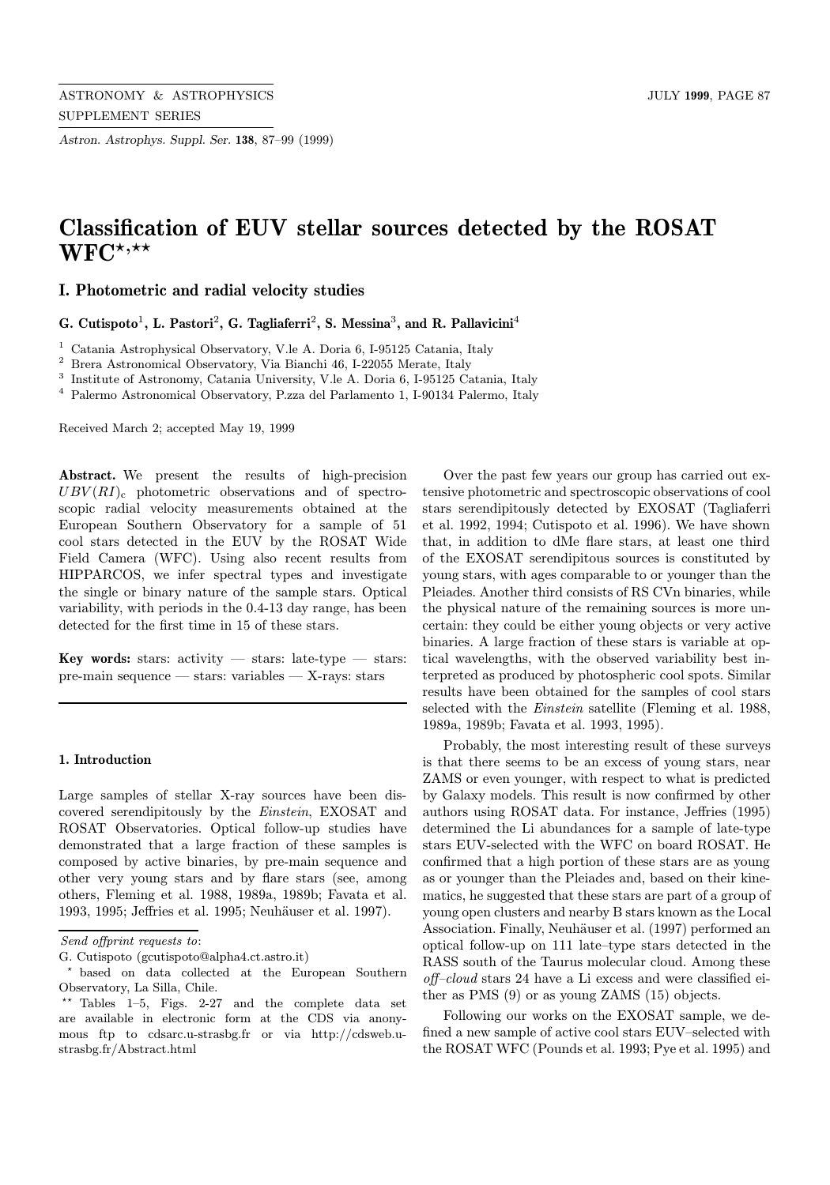# Classification of EUV stellar sources detected by the ROSAT WFC⋆,⋆⋆

## I. Photometric and radial velocity studies

**G. Cutispoto[1], L. Pastori[2], G. Tagliaferri[2], S. Messina[3], and R. Pallavicini[4]**

[1] Catania Astrophysical Observatory, V.le A. Doria 6, I-95125 Catania, Italy
[2] Brera Astronomical Observatory, Via Bianchi 46, I-22055 Merate, Italy
[3] Institute of Astronomy, Catania University, V.le A. Doria 6, I-95125 Catania, Italy
[4] Palermo Astronomical Observatory, P.zza del Parlamento 1, I-90134 Palermo, Italy

Received March 2; accepted May 19, 1999

**Abstract.** We present the results of high-precision $UBV(RI)_c$ photometric observations and of spectroscopic radial velocity measurements obtained at the European Southern Observatory for a sample of 51 cool stars detected in the EUV by the ROSAT Wide Field Camera (WFC). Using also recent results from HIPPARCOS, we infer spectral types and investigate the single or binary nature of the sample stars. Optical variability, with periods in the 0.4-13 day range, has been detected for the first time in 15 of these stars.

**Key words:** stars: activity — stars: late-type — stars: pre-main sequence — stars: variables — X-rays: stars

### 1. Introduction

Large samples of stellar X-ray sources have been discovered serendipitously by the *Einstein*, EXOSAT and ROSAT Observatories. Optical follow-up studies have demonstrated that a large fraction of these samples is composed by active binaries, by pre-main sequence and other very young stars and by flare stars (see, among others, Fleming et al. 1988, 1989a, 1989b; Favata et al. 1993, 1995; Jeffries et al. 1995; Neuhäuser et al. 1997).

Over the past few years our group has carried out extensive photometric and spectroscopic observations of cool stars serendipitously detected by EXOSAT (Tagliaferri et al. 1992, 1994; Cutispoto et al. 1996). We have shown that, in addition to dMe flare stars, at least one third of the EXOSAT serendipitous sources is constituted by young stars, with ages comparable to or younger than the Pleiades. Another third consists of RS CVn binaries, while the physical nature of the remaining sources is more uncertain: they could be either young objects or very active binaries. A large fraction of these stars is variable at optical wavelengths, with the observed variability best interpreted as produced by photospheric cool spots. Similar results have been obtained for the samples of cool stars selected with the *Einstein* satellite (Fleming et al. 1988, 1989a, 1989b; Favata et al. 1993, 1995).

Probably, the most interesting result of these surveys is that there seems to be an excess of young stars, near ZAMS or even younger, with respect to what is predicted by Galaxy models. This result is now confirmed by other authors using ROSAT data. For instance, Jeffries (1995) determined the Li abundances for a sample of late-type stars EUV-selected with the WFC on board ROSAT. He confirmed that a high portion of these stars are as young as or younger than the Pleiades and, based on their kinematics, he suggested that these stars are part of a group of young open clusters and nearby B stars known as the Local Association. Finally, Neuhäuser et al. (1997) performed an optical follow-up on 111 late–type stars detected in the RASS south of the Taurus molecular cloud. Among these *off–cloud* stars 24 have a Li excess and were classified either as PMS (9) or as young ZAMS (15) objects.

Following our works on the EXOSAT sample, we defined a new sample of active cool stars EUV–selected with the ROSAT WFC (Pounds et al. 1993; Pye et al. 1995) and

---

*Send offprint requests to*:
G. Cutispoto (gcutispoto@alpha4.ct.astro.it)

⋆ based on data collected at the European Southern Observatory, La Silla, Chile.

⋆⋆ Tables 1–5, Figs. 2-27 and the complete data set are available in electronic form at the CDS via anonymous ftp to cdsarc.u-strasbg.fr or via http://cdsweb.u-strasbg.fr/Abstract.html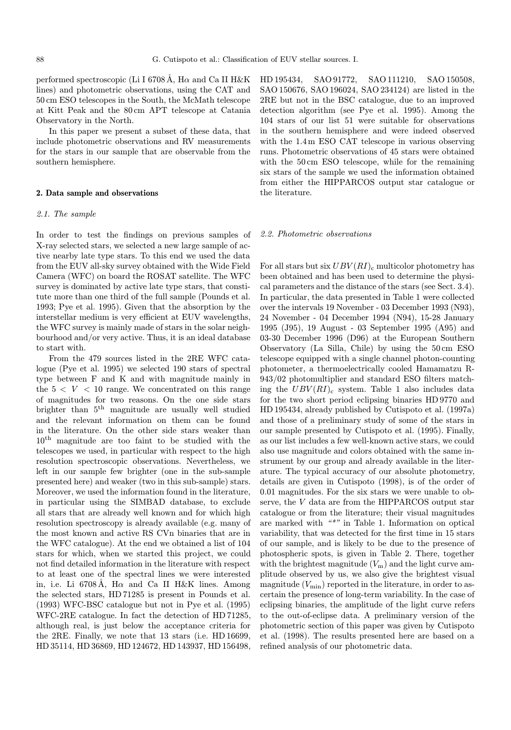performed spectroscopic (Li I 6708 Å, Hα and Ca II H&K lines) and photometric observations, using the CAT and 50 cm ESO telescopes in the South, the McMath telescope at Kitt Peak and the 80 cm APT telescope at Catania Observatory in the North.

In this paper we present a subset of these data, that include photometric observations and RV measurements for the stars in our sample that are observable from the southern hemisphere.

## 2. Data sample and observations

### 2.1. The sample

In order to test the findings on previous samples of X-ray selected stars, we selected a new large sample of active nearby late type stars. To this end we used the data from the EUV all-sky survey obtained with the Wide Field Camera (WFC) on board the ROSAT satellite. The WFC survey is dominated by active late type stars, that constitute more than one third of the full sample (Pounds et al. 1993; Pye et al. 1995). Given that the absorption by the interstellar medium is very efficient at EUV wavelengths, the WFC survey is mainly made of stars in the solar neighbourhood and/or very active. Thus, it is an ideal database to start with.

From the 479 sources listed in the 2RE WFC catalogue (Pye et al. 1995) we selected 190 stars of spectral type between F and K and with magnitude mainly in the $5 < V < 10$ range. We concentrated on this range of magnitudes for two reasons. On the one side stars brighter than $5^{\rm th}$ magnitude are usually well studied and the relevant information on them can be found in the literature. On the other side stars weaker than $10^{\rm th}$ magnitude are too faint to be studied with the telescopes we used, in particular with respect to the high resolution spectroscopic observations. Nevertheless, we left in our sample few brighter (one in the sub-sample presented here) and weaker (two in this sub-sample) stars. Moreover, we used the information found in the literature, in particular using the SIMBAD database, to exclude all stars that are already well known and for which high resolution spectroscopy is already available (e.g. many of the most known and active RS CVn binaries that are in the WFC catalogue). At the end we obtained a list of 104 stars for which, when we started this project, we could not find detailed information in the literature with respect to at least one of the spectral lines we were interested in, i.e. Li 6708 Å, Hα and Ca II H&K lines. Among the selected stars, HD 71285 is present in Pounds et al. (1993) WFC-BSC catalogue but not in Pye et al. (1995) WFC-2RE catalogue. In fact the detection of HD 71285, although real, is just below the acceptance criteria for the 2RE. Finally, we note that 13 stars (i.e. HD 16699, HD 35114, HD 36869, HD 124672, HD 143937, HD 156498, HD 195434, SAO 91772, SAO 111210, SAO 150508, SAO 150676, SAO 196024, SAO 234124) are listed in the 2RE but not in the BSC catalogue, due to an improved detection algorithm (see Pye et al. 1995). Among the 104 stars of our list 51 were suitable for observations in the southern hemisphere and were indeed observed with the 1.4 m ESO CAT telescope in various observing runs. Photometric observations of 45 stars were obtained with the 50 cm ESO telescope, while for the remaining six stars of the sample we used the information obtained from either the HIPPARCOS output star catalogue or the literature.

### 2.2. Photometric observations

For all stars but six $UBV(RI)_{\rm c}$ multicolor photometry has been obtained and has been used to determine the physical parameters and the distance of the stars (see Sect. 3.4). In particular, the data presented in Table 1 were collected over the intervals 19 November - 03 December 1993 (N93), 24 November - 04 December 1994 (N94), 15-28 January 1995 (J95), 19 August - 03 September 1995 (A95) and 03-30 December 1996 (D96) at the European Southern Observatory (La Silla, Chile) by using the 50 cm ESO telescope equipped with a single channel photon-counting photometer, a thermoelectrically cooled Hamamatzu R-943/02 photomultiplier and standard ESO filters matching the $UBV(RI)_{\rm c}$ system. Table 1 also includes data for the two short period eclipsing binaries HD 9770 and HD 195434, already published by Cutispoto et al. (1997a) and those of a preliminary study of some of the stars in our sample presented by Cutispoto et al. (1995). Finally, as our list includes a few well-known active stars, we could also use magnitude and colors obtained with the same instrument by our group and already available in the literature. The typical accuracy of our absolute photometry, details are given in Cutispoto (1998), is of the order of 0.01 magnitudes. For the six stars we were unable to observe, the $V$ data are from the HIPPARCOS output star catalogue or from the literature; their visual magnitudes are marked with "*" in Table 1. Information on optical variability, that was detected for the first time in 15 stars of our sample, and is likely to be due to the presence of photospheric spots, is given in Table 2. There, together with the brightest magnitude ($V_{\rm m}$) and the light curve amplitude observed by us, we also give the brightest visual magnitude ($V_{\rm min}$) reported in the literature, in order to ascertain the presence of long-term variability. In the case of eclipsing binaries, the amplitude of the light curve refers to the out-of-eclipse data. A preliminary version of the photometric section of this paper was given by Cutispoto et al. (1998). The results presented here are based on a refined analysis of our photometric data.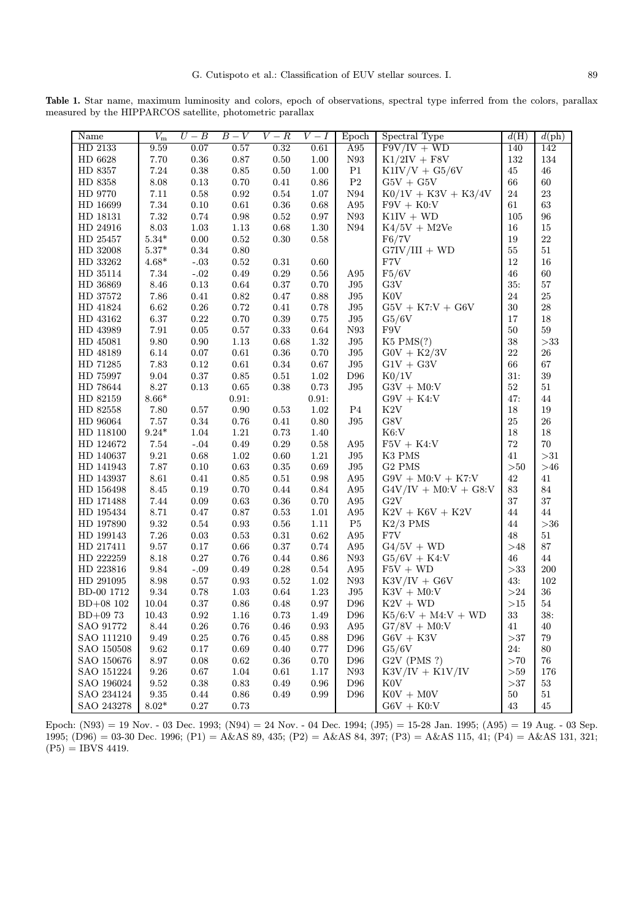**Table 1.** Star name, maximum luminosity and colors, epoch of observations, spectral type inferred from the colors, parallax measured by the HIPPARCOS satellite, photometric parallax

| Name | $V_{\rm m}$ | $U-B$ | $B-V$ | $V-R$ | $V-I$ | Epoch | Spectral Type | $d$(H) | $d$(ph) |
|---|---|---|---|---|---|---|---|---|---|
| HD 2133 | 9.59 | 0.07 | 0.57 | 0.32 | 0.61 | A95 | F9V/IV + WD | 140 | 142 |
| HD 6628 | 7.70 | 0.36 | 0.87 | 0.50 | 1.00 | N93 | K1/2IV + F8V | 132 | 134 |
| HD 8357 | 7.24 | 0.38 | 0.85 | 0.50 | 1.00 | P1 | K1IV/V + G5/6V | 45 | 46 |
| HD 8358 | 8.08 | 0.13 | 0.70 | 0.41 | 0.86 | P2 | G5V + G5V | 66 | 60 |
| HD 9770 | 7.11 | 0.58 | 0.92 | 0.54 | 1.07 | N94 | K0/1V + K3V + K3/4V | 24 | 23 |
| HD 16699 | 7.34 | 0.10 | 0.61 | 0.36 | 0.68 | A95 | F9V + K0:V | 61 | 63 |
| HD 18131 | 7.32 | 0.74 | 0.98 | 0.52 | 0.97 | N93 | K1IV + WD | 105 | 96 |
| HD 24916 | 8.03 | 1.03 | 1.13 | 0.68 | 1.30 | N94 | K4/5V + M2Ve | 16 | 15 |
| HD 25457 | 5.34* | 0.00 | 0.52 | 0.30 | 0.58 | | F6/7V | 19 | 22 |
| HD 32008 | 5.37* | 0.34 | 0.80 | | | | G7IV/III + WD | 55 | 51 |
| HD 33262 | 4.68* | -.03 | 0.52 | 0.31 | 0.60 | | F7V | 12 | 16 |
| HD 35114 | 7.34 | -.02 | 0.49 | 0.29 | 0.56 | A95 | F5/6V | 46 | 60 |
| HD 36869 | 8.46 | 0.13 | 0.64 | 0.37 | 0.70 | J95 | G3V | 35: | 57 |
| HD 37572 | 7.86 | 0.41 | 0.82 | 0.47 | 0.88 | J95 | K0V | 24 | 25 |
| HD 41824 | 6.62 | 0.26 | 0.72 | 0.41 | 0.78 | J95 | G5V + K7:V + G6V | 30 | 28 |
| HD 43162 | 6.37 | 0.22 | 0.70 | 0.39 | 0.75 | J95 | G5/6V | 17 | 18 |
| HD 43989 | 7.91 | 0.05 | 0.57 | 0.33 | 0.64 | N93 | F9V | 50 | 59 |
| HD 45081 | 9.80 | 0.90 | 1.13 | 0.68 | 1.32 | J95 | K5 PMS(?) | 38 | >33 |
| HD 48189 | 6.14 | 0.07 | 0.61 | 0.36 | 0.70 | J95 | G0V + K2/3V | 22 | 26 |
| HD 71285 | 7.83 | 0.12 | 0.61 | 0.34 | 0.67 | J95 | G1V + G3V | 66 | 67 |
| HD 75997 | 9.04 | 0.37 | 0.85 | 0.51 | 1.02 | D96 | K0/1V | 31: | 39 |
| HD 78644 | 8.27 | 0.13 | 0.65 | 0.38 | 0.73 | J95 | G3V + M0:V | 52 | 51 |
| HD 82159 | 8.66* | | 0.91: | | 0.91: | | G9V + K4:V | 47: | 44 |
| HD 82558 | 7.80 | 0.57 | 0.90 | 0.53 | 1.02 | P4 | K2V | 18 | 19 |
| HD 96064 | 7.57 | 0.34 | 0.76 | 0.41 | 0.80 | J95 | G8V | 25 | 26 |
| HD 118100 | 9.24* | 1.04 | 1.21 | 0.73 | 1.40 | | K6:V | 18 | 18 |
| HD 124672 | 7.54 | -.04 | 0.49 | 0.29 | 0.58 | A95 | F5V + K4:V | 72 | 70 |
| HD 140637 | 9.21 | 0.68 | 1.02 | 0.60 | 1.21 | J95 | K3 PMS | 41 | >31 |
| HD 141943 | 7.87 | 0.10 | 0.63 | 0.35 | 0.69 | J95 | G2 PMS | >50 | >46 |
| HD 143937 | 8.61 | 0.41 | 0.85 | 0.51 | 0.98 | A95 | G9V + M0:V + K7:V | 42 | 41 |
| HD 156498 | 8.45 | 0.19 | 0.70 | 0.44 | 0.84 | A95 | G4V/IV + M0:V + G8:V | 83 | 84 |
| HD 171488 | 7.44 | 0.09 | 0.63 | 0.36 | 0.70 | A95 | G2V | 37 | 37 |
| HD 195434 | 8.71 | 0.47 | 0.87 | 0.53 | 1.01 | A95 | K2V + K6V + K2V | 44 | 44 |
| HD 197890 | 9.32 | 0.54 | 0.93 | 0.56 | 1.11 | P5 | K2/3 PMS | 44 | >36 |
| HD 199143 | 7.26 | 0.03 | 0.53 | 0.31 | 0.62 | A95 | F7V | 48 | 51 |
| HD 217411 | 9.57 | 0.17 | 0.66 | 0.37 | 0.74 | A95 | G4/5V + WD | >48 | 87 |
| HD 222259 | 8.18 | 0.27 | 0.76 | 0.44 | 0.86 | N93 | G5/6V + K4:V | 46 | 44 |
| HD 223816 | 9.84 | -.09 | 0.49 | 0.28 | 0.54 | A95 | F5V + WD | >33 | 200 |
| HD 291095 | 8.98 | 0.57 | 0.93 | 0.52 | 1.02 | N93 | K3V/IV + G6V | 43: | 102 |
| BD-00 1712 | 9.34 | 0.78 | 1.03 | 0.64 | 1.23 | J95 | K3V + M0:V | >24 | 36 |
| BD+08 102 | 10.04 | 0.37 | 0.86 | 0.48 | 0.97 | D96 | K2V + WD | >15 | 54 |
| BD+09 73 | 10.43 | 0.92 | 1.16 | 0.73 | 1.49 | D96 | K5/6:V + M4:V + WD | 33 | 38: |
| SAO 91772 | 8.44 | 0.26 | 0.76 | 0.46 | 0.93 | A95 | G7/8V + M0:V | 41 | 40 |
| SAO 111210 | 9.49 | 0.25 | 0.76 | 0.45 | 0.88 | D96 | G6V + K3V | >37 | 79 |
| SAO 150508 | 9.62 | 0.17 | 0.69 | 0.40 | 0.77 | D96 | G5/6V | 24: | 80 |
| SAO 150676 | 8.97 | 0.08 | 0.62 | 0.36 | 0.70 | D96 | G2V (PMS ?) | >70 | 76 |
| SAO 151224 | 9.26 | 0.67 | 1.04 | 0.61 | 1.17 | N93 | K3V/IV + K1V/IV | >59 | 176 |
| SAO 196024 | 9.52 | 0.38 | 0.83 | 0.49 | 0.96 | D96 | K0V | >37 | 53 |
| SAO 234124 | 9.35 | 0.44 | 0.86 | 0.49 | 0.99 | D96 | K0V + M0V | 50 | 51 |
| SAO 243278 | 8.02* | 0.27 | 0.73 | | | | G6V + K0:V | 43 | 45 |

Epoch: (N93) = 19 Nov. - 03 Dec. 1993; (N94) = 24 Nov. - 04 Dec. 1994; (J95) = 15-28 Jan. 1995; (A95) = 19 Aug. - 03 Sep. 1995; (D96) = 03-30 Dec. 1996; (P1) = A&AS 89, 435; (P2) = A&AS 84, 397; (P3) = A&AS 115, 41; (P4) = A&AS 131, 321; (P5) = IBVS 4419.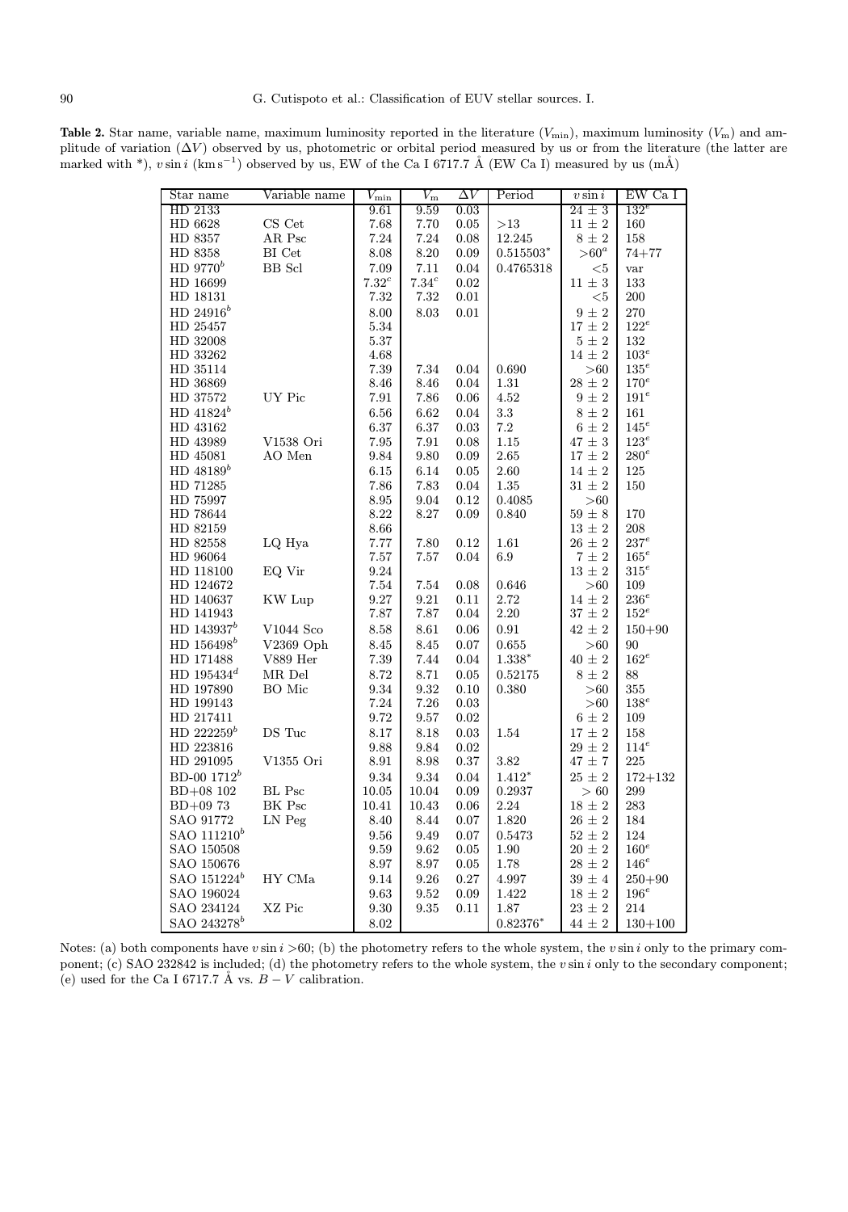**Table 2.** Star name, variable name, maximum luminosity reported in the literature ($V_{\rm min}$), maximum luminosity ($V_{\rm m}$) and amplitude of variation ($\Delta V$) observed by us, photometric or orbital period measured by us or from the literature (the latter are marked with *), $v \sin i$ (km s$^{-1}$) observed by us, EW of the Ca I 6717.7 Å (EW Ca I) measured by us (mÅ)

| Star name | Variable name | $V_{\rm min}$ | $V_{\rm m}$ | $\Delta V$ | Period | $v \sin i$ | EW Ca I |
|---|---|---|---|---|---|---|---|
| HD 2133 | | 9.61 | 9.59 | 0.03 | | $24 \pm 3$ | $132^e$ |
| HD 6628 | CS Cet | 7.68 | 7.70 | 0.05 | >13 | $11 \pm 2$ | 160 |
| HD 8357 | AR Psc | 7.24 | 7.24 | 0.08 | 12.245 | $8 \pm 2$ | 158 |
| HD 8358 | BI Cet | 8.08 | 8.20 | 0.09 | 0.515503* | $>60^a$ | 74+77 |
| HD 9770$^b$ | BB Scl | 7.09 | 7.11 | 0.04 | 0.4765318 | <5 | var |
| HD 16699 | | $7.32^c$ | $7.34^c$ | 0.02 | | $11 \pm 3$ | 133 |
| HD 18131 | | 7.32 | 7.32 | 0.01 | | <5 | 200 |
| HD 24916$^b$ | | 8.00 | 8.03 | 0.01 | | $9 \pm 2$ | 270 |
| HD 25457 | | 5.34 | | | | $17 \pm 2$ | $122^e$ |
| HD 32008 | | 5.37 | | | | $5 \pm 2$ | 132 |
| HD 33262 | | 4.68 | | | | $14 \pm 2$ | $103^e$ |
| HD 35114 | | 7.39 | 7.34 | 0.04 | 0.690 | >60 | $135^e$ |
| HD 36869 | | 8.46 | 8.46 | 0.04 | 1.31 | $28 \pm 2$ | $170^e$ |
| HD 37572 | UY Pic | 7.91 | 7.86 | 0.06 | 4.52 | $9 \pm 2$ | $191^e$ |
| HD 41824$^b$ | | 6.56 | 6.62 | 0.04 | 3.3 | $8 \pm 2$ | 161 |
| HD 43162 | | 6.37 | 6.37 | 0.03 | 7.2 | $6 \pm 2$ | $145^e$ |
| HD 43989 | V1538 Ori | 7.95 | 7.91 | 0.08 | 1.15 | $47 \pm 3$ | $123^e$ |
| HD 45081 | AO Men | 9.84 | 9.80 | 0.09 | 2.65 | $17 \pm 2$ | $280^e$ |
| HD 48189$^b$ | | 6.15 | 6.14 | 0.05 | 2.60 | $14 \pm 2$ | 125 |
| HD 71285 | | 7.86 | 7.83 | 0.04 | 1.35 | $31 \pm 2$ | 150 |
| HD 75997 | | 8.95 | 9.04 | 0.12 | 0.4085 | >60 | |
| HD 78644 | | 8.22 | 8.27 | 0.09 | 0.840 | $59 \pm 8$ | 170 |
| HD 82159 | | 8.66 | | | | $13 \pm 2$ | 208 |
| HD 82558 | LQ Hya | 7.77 | 7.80 | 0.12 | 1.61 | $26 \pm 2$ | $237^e$ |
| HD 96064 | | 7.57 | 7.57 | 0.04 | 6.9 | $7 \pm 2$ | $165^e$ |
| HD 118100 | EQ Vir | 9.24 | | | | $13 \pm 2$ | $315^e$ |
| HD 124672 | | 7.54 | 7.54 | 0.08 | 0.646 | >60 | 109 |
| HD 140637 | KW Lup | 9.27 | 9.21 | 0.11 | 2.72 | $14 \pm 2$ | $236^e$ |
| HD 141943 | | 7.87 | 7.87 | 0.04 | 2.20 | $37 \pm 2$ | $152^e$ |
| HD 143937$^b$ | V1044 Sco | 8.58 | 8.61 | 0.06 | 0.91 | $42 \pm 2$ | 150+90 |
| HD 156498$^b$ | V2369 Oph | 8.45 | 8.45 | 0.07 | 0.655 | >60 | 90 |
| HD 171488 | V889 Her | 7.39 | 7.44 | 0.04 | 1.338* | $40 \pm 2$ | $162^e$ |
| HD 195434$^d$ | MR Del | 8.72 | 8.71 | 0.05 | 0.52175 | $8 \pm 2$ | 88 |
| HD 197890 | BO Mic | 9.34 | 9.32 | 0.10 | 0.380 | >60 | 355 |
| HD 199143 | | 7.24 | 7.26 | 0.03 | | >60 | $138^e$ |
| HD 217411 | | 9.72 | 9.57 | 0.02 | | $6 \pm 2$ | 109 |
| HD 222259$^b$ | DS Tuc | 8.17 | 8.18 | 0.03 | 1.54 | $17 \pm 2$ | 158 |
| HD 223816 | | 9.88 | 9.84 | 0.02 | | $29 \pm 2$ | $114^e$ |
| HD 291095 | V1355 Ori | 8.91 | 8.98 | 0.37 | 3.82 | $47 \pm 7$ | 225 |
| BD-00 1712$^b$ | | 9.34 | 9.34 | 0.04 | 1.412* | $25 \pm 2$ | 172+132 |
| BD+08 102 | BL Psc | 10.05 | 10.04 | 0.09 | 0.2937 | > 60 | 299 |
| BD+09 73 | BK Psc | 10.41 | 10.43 | 0.06 | 2.24 | $18 \pm 2$ | 283 |
| SAO 91772 | LN Peg | 8.40 | 8.44 | 0.07 | 1.820 | $26 \pm 2$ | 184 |
| SAO 111210$^b$ | | 9.56 | 9.49 | 0.07 | 0.5473 | $52 \pm 2$ | 124 |
| SAO 150508 | | 9.59 | 9.62 | 0.05 | 1.90 | $20 \pm 2$ | $160^e$ |
| SAO 150676 | | 8.97 | 8.97 | 0.05 | 1.78 | $28 \pm 2$ | $146^e$ |
| SAO 151224$^b$ | HY CMa | 9.14 | 9.26 | 0.27 | 4.997 | $39 \pm 4$ | 250+90 |
| SAO 196024 | | 9.63 | 9.52 | 0.09 | 1.422 | $18 \pm 2$ | $196^e$ |
| SAO 234124 | XZ Pic | 9.30 | 9.35 | 0.11 | 1.87 | $23 \pm 2$ | 214 |
| SAO 243278$^b$ | | 8.02 | | | 0.82376* | $44 \pm 2$ | 130+100 |

Notes: (a) both components have $v \sin i$ >60; (b) the photometry refers to the whole system, the $v \sin i$ only to the primary component; (c) SAO 232842 is included; (d) the photometry refers to the whole system, the $v \sin i$ only to the secondary component; (e) used for the Ca I 6717.7 Å vs. $B - V$ calibration.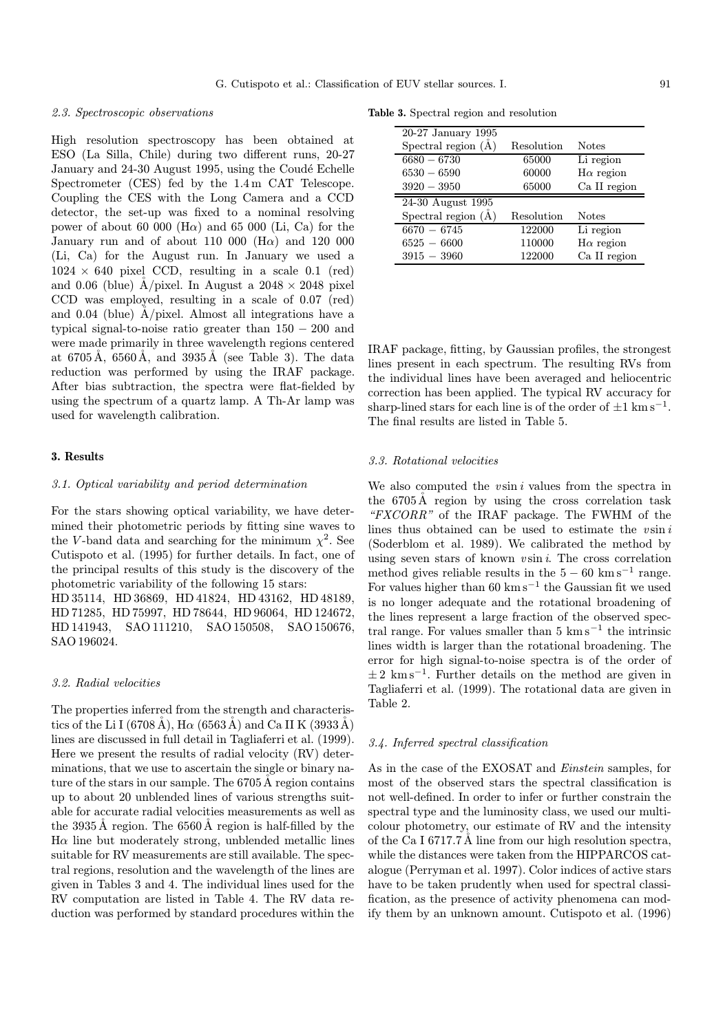### 2.3. Spectroscopic observations

High resolution spectroscopy has been obtained at ESO (La Silla, Chile) during two different runs, 20-27 January and 24-30 August 1995, using the Coudé Echelle Spectrometer (CES) fed by the 1.4 m CAT Telescope. Coupling the CES with the Long Camera and a CCD detector, the set-up was fixed to a nominal resolving power of about 60 000 (Hα) and 65 000 (Li, Ca) for the January run and of about 110 000 (Hα) and 120 000 (Li, Ca) for the August run. In January we used a $1024 \times 640$ pixel CCD, resulting in a scale 0.1 (red) and 0.06 (blue) Å/pixel. In August a $2048 \times 2048$ pixel CCD was employed, resulting in a scale of 0.07 (red) and 0.04 (blue) Å/pixel. Almost all integrations have a typical signal-to-noise ratio greater than $150-200$ and were made primarily in three wavelength regions centered at 6705 Å, 6560 Å, and 3935 Å (see Table 3). The data reduction was performed by using the IRAF package. After bias subtraction, the spectra were flat-fielded by using the spectrum of a quartz lamp. A Th-Ar lamp was used for wavelength calibration.

**Table 3.** Spectral region and resolution

| Spectral region (Å) | Resolution | Notes |
|---|---|---|
| **20-27 January 1995** | | |
| $6680-6730$ | 65000 | Li region |
| $6530-6590$ | 60000 | Hα region |
| $3920-3950$ | 65000 | Ca II region |
| **24-30 August 1995** | | |
| $6670-6745$ | 122000 | Li region |
| $6525-6600$ | 110000 | Hα region |
| $3915-3960$ | 122000 | Ca II region |

## 3. Results

### 3.1. Optical variability and period determination

For the stars showing optical variability, we have determined their photometric periods by fitting sine waves to the $V$-band data and searching for the minimum $\chi^2$. See Cutispoto et al. (1995) for further details. In fact, one of the principal results of this study is the discovery of the photometric variability of the following 15 stars:
HD 35114, HD 36869, HD 41824, HD 43162, HD 48189, HD 71285, HD 75997, HD 78644, HD 96064, HD 124672, HD 141943, SAO 111210, SAO 150508, SAO 150676, SAO 196024.

### 3.2. Radial velocities

The properties inferred from the strength and characteristics of the Li I (6708 Å), Hα (6563 Å) and Ca II K (3933 Å) lines are discussed in full detail in Tagliaferri et al. (1999). Here we present the results of radial velocity (RV) determinations, that we use to ascertain the single or binary nature of the stars in our sample. The 6705 Å region contains up to about 20 unblended lines of various strengths suitable for accurate radial velocities measurements as well as the 3935 Å region. The 6560 Å region is half-filled by the Hα line but moderately strong, unblended metallic lines suitable for RV measurements are still available. The spectral regions, resolution and the wavelength of the lines are given in Tables 3 and 4. The individual lines used for the RV computation are listed in Table 4. The RV data reduction was performed by standard procedures within the IRAF package, fitting, by Gaussian profiles, the strongest lines present in each spectrum. The resulting RVs from the individual lines have been averaged and heliocentric correction has been applied. The typical RV accuracy for sharp-lined stars for each line is of the order of $\pm 1$ km s$^{-1}$. The final results are listed in Table 5.

### 3.3. Rotational velocities

We also computed the $v \sin i$ values from the spectra in the 6705 Å region by using the cross correlation task *"FXCORR"* of the IRAF package. The FWHM of the lines thus obtained can be used to estimate the $v \sin i$ (Soderblom et al. 1989). We calibrated the method by using seven stars of known $v \sin i$. The cross correlation method gives reliable results in the $5-60$ km s$^{-1}$ range. For values higher than 60 km s$^{-1}$ the Gaussian fit we used is no longer adequate and the rotational broadening of the lines represent a large fraction of the observed spectral range. For values smaller than 5 km s$^{-1}$ the intrinsic lines width is larger than the rotational broadening. The error for high signal-to-noise spectra is of the order of $\pm 2$ km s$^{-1}$. Further details on the method are given in Tagliaferri et al. (1999). The rotational data are given in Table 2.

### 3.4. Inferred spectral classification

As in the case of the EXOSAT and *Einstein* samples, for most of the observed stars the spectral classification is not well-defined. In order to infer or further constrain the spectral type and the luminosity class, we used our multicolour photometry, our estimate of RV and the intensity of the Ca I 6717.7 Å line from our high resolution spectra, while the distances were taken from the HIPPARCOS catalogue (Perryman et al. 1997). Color indices of active stars have to be taken prudently when used for spectral classification, as the presence of activity phenomena can modify them by an unknown amount. Cutispoto et al. (1996)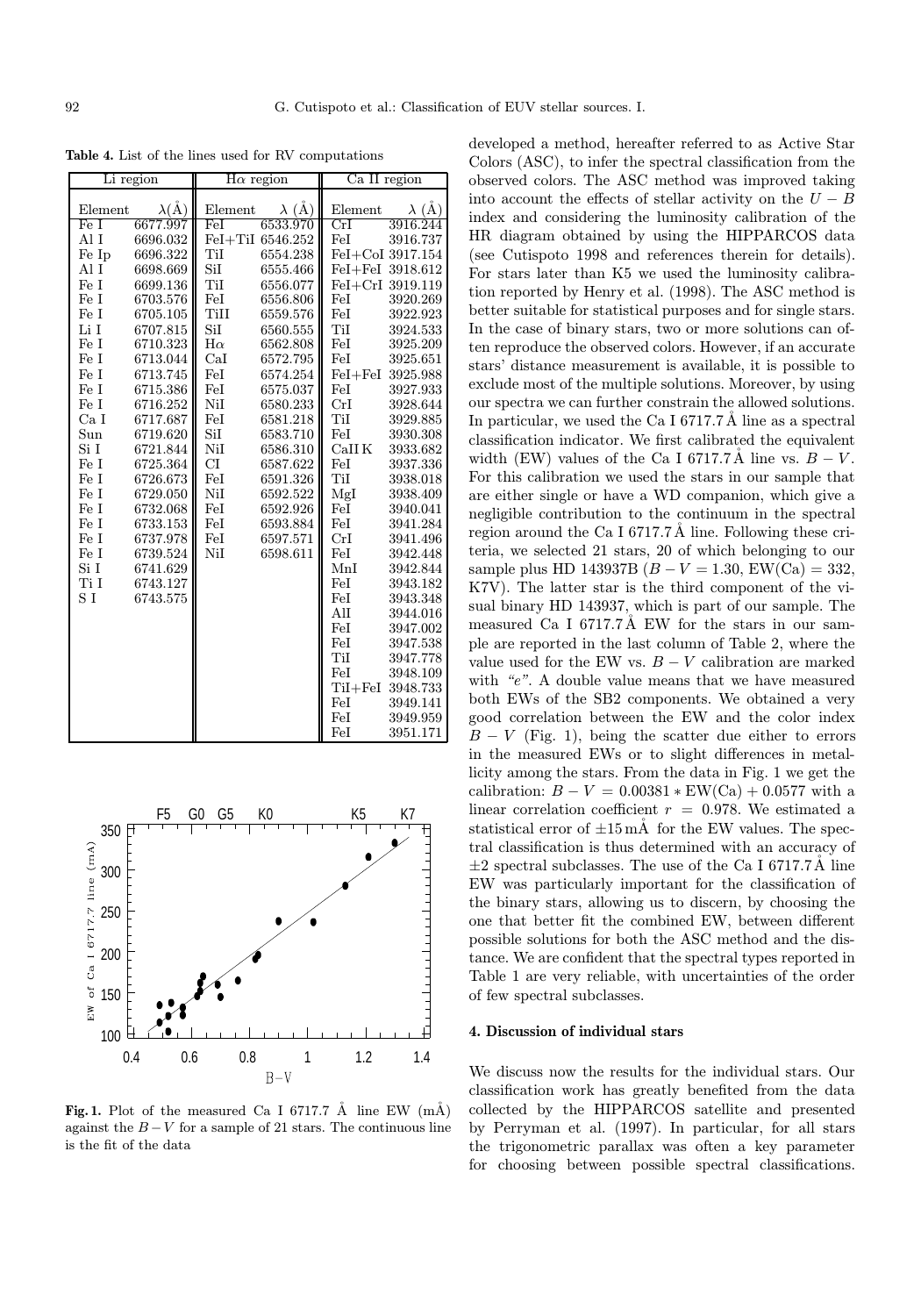**Table 4.** List of the lines used for RV computations

| Li region | | Hα region | | Ca II region | |
|---|---|---|---|---|---|
| Element | λ(Å) | Element | λ (Å) | Element | λ (Å) |
| Fe I | 6677.997 | FeI | 6533.970 | CrI | 3916.244 |
| Al I | 6696.032 | FeI+TiI | 6546.252 | FeI | 3916.737 |
| Fe Ip | 6696.322 | TiI | 6554.238 | FeI+CoI | 3917.154 |
| Al I | 6698.669 | SiI | 6555.466 | FeI+FeI | 3918.612 |
| Fe I | 6699.136 | TiI | 6556.077 | FeI+CrI | 3919.119 |
| Fe I | 6703.576 | FeI | 6556.806 | FeI | 3920.269 |
| Fe I | 6705.105 | TiII | 6559.576 | FeI | 3922.923 |
| Li I | 6707.815 | SiI | 6560.555 | TiI | 3924.533 |
| Fe I | 6710.323 | Hα | 6562.808 | FeI | 3925.209 |
| Fe I | 6713.044 | CaI | 6572.795 | FeI | 3925.651 |
| Fe I | 6713.745 | FeI | 6574.254 | FeI+FeI | 3925.988 |
| Fe I | 6715.386 | FeI | 6575.037 | FeI | 3927.933 |
| Fe I | 6716.252 | NiI | 6580.233 | CrI | 3928.644 |
| Ca I | 6717.687 | FeI | 6581.218 | TiI | 3929.885 |
| Sun | 6719.620 | SiI | 6583.710 | FeI | 3930.308 |
| Si I | 6721.844 | NiI | 6586.310 | CaII K | 3933.682 |
| Fe I | 6725.364 | CI | 6587.622 | FeI | 3937.336 |
| Fe I | 6726.673 | FeI | 6591.326 | TiI | 3938.018 |
| Fe I | 6729.050 | NiI | 6592.522 | MgI | 3938.409 |
| Fe I | 6732.068 | FeI | 6592.926 | FeI | 3940.041 |
| Fe I | 6733.153 | FeI | 6593.884 | FeI | 3941.284 |
| Fe I | 6737.978 | FeI | 6597.571 | CrI | 3941.496 |
| Fe I | 6739.524 | NiI | 6598.611 | FeI | 3942.448 |
| Si I | 6741.629 | | | MnI | 3942.844 |
| Ti I | 6743.127 | | | FeI | 3943.182 |
| S I | 6743.575 | | | FeI | 3943.348 |
| | | | | AlI | 3944.016 |
| | | | | FeI | 3947.002 |
| | | | | FeI | 3947.538 |
| | | | | TiI | 3947.778 |
| | | | | FeI | 3948.109 |
| | | | | TiI+FeI | 3948.733 |
| | | | | FeI | 3949.141 |
| | | | | FeI | 3949.959 |
| | | | | FeI | 3951.171 |

**Fig. 1.** Plot of the measured Ca I 6717.7 Å line EW (mÅ) against the $B-V$ for a sample of 21 stars. The continuous line is the fit of the data

developed a method, hereafter referred to as Active Star Colors (ASC), to infer the spectral classification from the observed colors. The ASC method was improved taking into account the effects of stellar activity on the $U-B$ index and considering the luminosity calibration of the HR diagram obtained by using the HIPPARCOS data (see Cutispoto 1998 and references therein for details). For stars later than K5 we used the luminosity calibration reported by Henry et al. (1998). The ASC method is better suitable for statistical purposes and for single stars. In the case of binary stars, two or more solutions can often reproduce the observed colors. However, if an accurate stars' distance measurement is available, it is possible to exclude most of the multiple solutions. Moreover, by using our spectra we can further constrain the allowed solutions. In particular, we used the Ca I 6717.7 Å line as a spectral classification indicator. We first calibrated the equivalent width (EW) values of the Ca I 6717.7 Å line vs. $B-V$. For this calibration we used the stars in our sample that are either single or have a WD companion, which give a negligible contribution to the continuum in the spectral region around the Ca I 6717.7 Å line. Following these criteria, we selected 21 stars, 20 of which belonging to our sample plus HD 143937B ($B-V=1.30$, EW(Ca) $=332$, K7V). The latter star is the third component of the visual binary HD 143937, which is part of our sample. The measured Ca I 6717.7 Å EW for the stars in our sample are reported in the last column of Table 2, where the value used for the EW vs. $B-V$ calibration are marked with *"e"*. A double value means that we have measured both EWs of the SB2 components. We obtained a very good correlation between the EW and the color index $B-V$ (Fig. 1), being the scatter due either to errors in the measured EWs or to slight differences in metallicity among the stars. From the data in Fig. 1 we get the calibration: $B-V = 0.00381 * \mathrm{EW(Ca)} + 0.0577$ with a linear correlation coefficient $r = 0.978$. We estimated a statistical error of $\pm 15$ mÅ for the EW values. The spectral classification is thus determined with an accuracy of $\pm 2$ spectral subclasses. The use of the Ca I 6717.7 Å line EW was particularly important for the classification of the binary stars, allowing us to discern, by choosing the one that better fit the combined EW, between different possible solutions for both the ASC method and the distance. We are confident that the spectral types reported in Table 1 are very reliable, with uncertainties of the order of few spectral subclasses.

## 4. Discussion of individual stars

We discuss now the results for the individual stars. Our classification work has greatly benefited from the data collected by the HIPPARCOS satellite and presented by Perryman et al. (1997). In particular, for all stars the trigonometric parallax was often a key parameter for choosing between possible spectral classifications.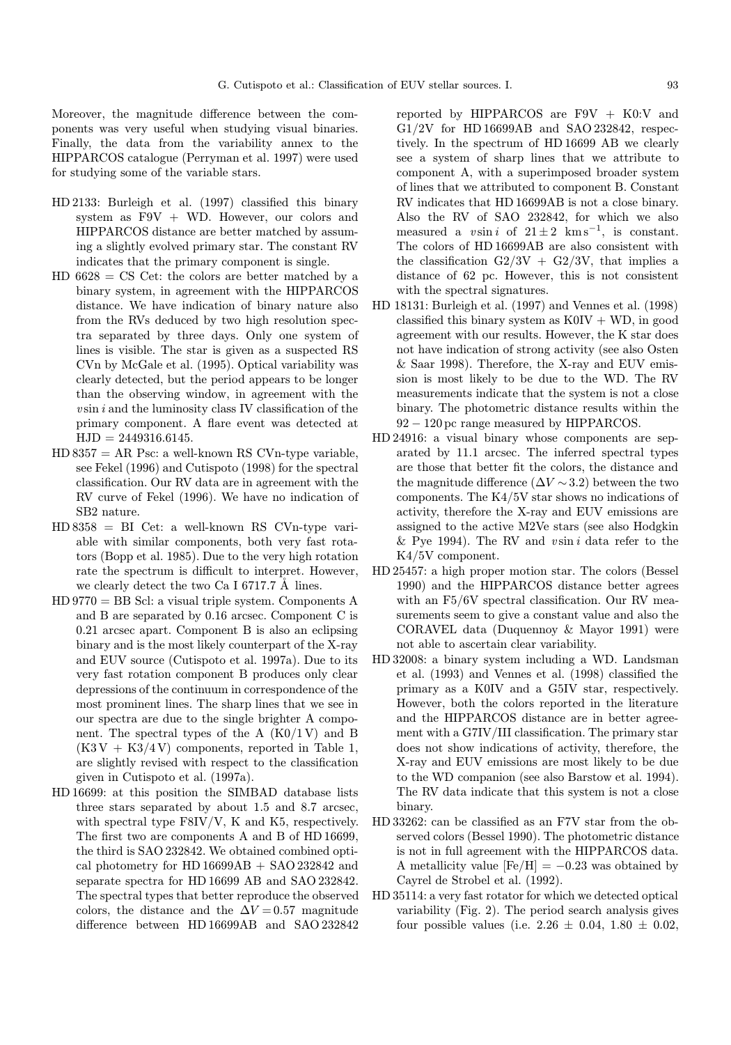Moreover, the magnitude difference between the components was very useful when studying visual binaries. Finally, the data from the variability annex to the HIPPARCOS catalogue (Perryman et al. 1997) were used for studying some of the variable stars.

- HD 2133: Burleigh et al. (1997) classified this binary system as F9V + WD. However, our colors and HIPPARCOS distance are better matched by assuming a slightly evolved primary star. The constant RV indicates that the primary component is single.
- HD 6628 = CS Cet: the colors are better matched by a binary system, in agreement with the HIPPARCOS distance. We have indication of binary nature also from the RVs deduced by two high resolution spectra separated by three days. Only one system of lines is visible. The star is given as a suspected RS CVn by McGale et al. (1995). Optical variability was clearly detected, but the period appears to be longer than the observing window, in agreement with the $v\sin i$ and the luminosity class IV classification of the primary component. A flare event was detected at HJD = 2449316.6145.
- HD 8357 = AR Psc: a well-known RS CVn-type variable, see Fekel (1996) and Cutispoto (1998) for the spectral classification. Our RV data are in agreement with the RV curve of Fekel (1996). We have no indication of SB2 nature.
- HD 8358 = BI Cet: a well-known RS CVn-type variable with similar components, both very fast rotators (Bopp et al. 1985). Due to the very high rotation rate the spectrum is difficult to interpret. However, we clearly detect the two Ca I 6717.7 Å lines.
- HD 9770 = BB Scl: a visual triple system. Components A and B are separated by 0.16 arcsec. Component C is 0.21 arcsec apart. Component B is also an eclipsing binary and is the most likely counterpart of the X-ray and EUV source (Cutispoto et al. 1997a). Due to its very fast rotation component B produces only clear depressions of the continuum in correspondence of the most prominent lines. The sharp lines that we see in our spectra are due to the single brighter A component. The spectral types of the A (K0/1 V) and B (K3 V + K3/4 V) components, reported in Table 1, are slightly revised with respect to the classification given in Cutispoto et al. (1997a).
- HD 16699: at this position the SIMBAD database lists three stars separated by about 1.5 and 8.7 arcsec, with spectral type F8IV/V, K and K5, respectively. The first two are components A and B of HD 16699, the third is SAO 232842. We obtained combined optical photometry for HD 16699AB + SAO 232842 and separate spectra for HD 16699 AB and SAO 232842. The spectral types that better reproduce the observed colors, the distance and the $\Delta V = 0.57$ magnitude difference between HD 16699AB and SAO 232842 reported by HIPPARCOS are F9V + K0:V and G1/2V for HD 16699AB and SAO 232842, respectively. In the spectrum of HD 16699 AB we clearly see a system of sharp lines that we attribute to component A, with a superimposed broader system of lines that we attributed to component B. Constant RV indicates that HD 16699AB is not a close binary. Also the RV of SAO 232842, for which we also measured a $v\sin i$ of $21 \pm 2$ km s$^{-1}$, is constant. The colors of HD 16699AB are also consistent with the classification G2/3V + G2/3V, that implies a distance of 62 pc. However, this is not consistent with the spectral signatures.
- HD 18131: Burleigh et al. (1997) and Vennes et al. (1998) classified this binary system as K0IV + WD, in good agreement with our results. However, the K star does not have indication of strong activity (see also Osten & Saar 1998). Therefore, the X-ray and EUV emission is most likely to be due to the WD. The RV measurements indicate that the system is not a close binary. The photometric distance results within the $92-120$ pc range measured by HIPPARCOS.
- HD 24916: a visual binary whose components are separated by 11.1 arcsec. The inferred spectral types are those that better fit the colors, the distance and the magnitude difference ($\Delta V \sim 3.2$) between the two components. The K4/5V star shows no indications of activity, therefore the X-ray and EUV emissions are assigned to the active M2Ve stars (see also Hodgkin & Pye 1994). The RV and $v\sin i$ data refer to the K4/5V component.
- HD 25457: a high proper motion star. The colors (Bessel 1990) and the HIPPARCOS distance better agrees with an F5/6V spectral classification. Our RV measurements seem to give a constant value and also the CORAVEL data (Duquennoy & Mayor 1991) were not able to ascertain clear variability.
- HD 32008: a binary system including a WD. Landsman et al. (1993) and Vennes et al. (1998) classified the primary as a K0IV and a G5IV star, respectively. However, both the colors reported in the literature and the HIPPARCOS distance are in better agreement with a G7IV/III classification. The primary star does not show indications of activity, therefore, the X-ray and EUV emissions are most likely to be due to the WD companion (see also Barstow et al. 1994). The RV data indicate that this system is not a close binary.
- HD 33262: can be classified as an F7V star from the observed colors (Bessel 1990). The photometric distance is not in full agreement with the HIPPARCOS data. A metallicity value [Fe/H] = −0.23 was obtained by Cayrel de Strobel et al. (1992).
- HD 35114: a very fast rotator for which we detected optical variability (Fig. 2). The period search analysis gives four possible values (i.e. $2.26 \pm 0.04$, $1.80 \pm 0.02$,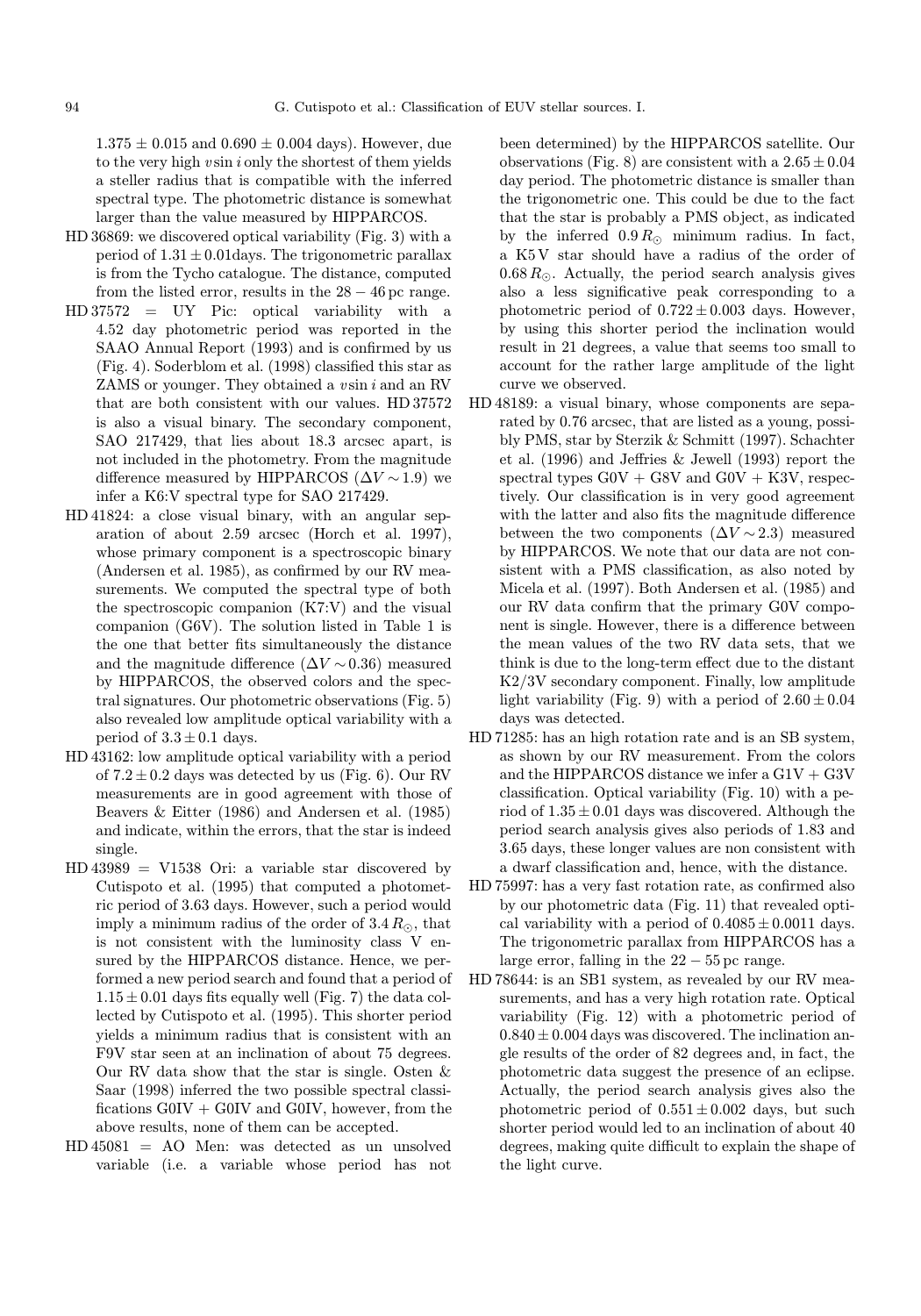$1.375 \pm 0.015$ and $0.690 \pm 0.004$ days). However, due to the very high $v\sin i$ only the shortest of them yields a steller radius that is compatible with the inferred spectral type. The photometric distance is somewhat larger than the value measured by HIPPARCOS.

HD 36869: we discovered optical variability (Fig. 3) with a period of $1.31 \pm 0.01$days. The trigonometric parallax is from the Tycho catalogue. The distance, computed from the listed error, results in the $28 - 46$ pc range.

HD 37572 = UY Pic: optical variability with a 4.52 day photometric period was reported in the SAAO Annual Report (1993) and is confirmed by us (Fig. 4). Soderblom et al. (1998) classified this star as ZAMS or younger. They obtained a $v\sin i$ and an RV that are both consistent with our values. HD 37572 is also a visual binary. The secondary component, SAO 217429, that lies about 18.3 arcsec apart, is not included in the photometry. From the magnitude difference measured by HIPPARCOS ($\Delta V \sim 1.9$) we infer a K6:V spectral type for SAO 217429.

HD 41824: a close visual binary, with an angular separation of about 2.59 arcsec (Horch et al. 1997), whose primary component is a spectroscopic binary (Andersen et al. 1985), as confirmed by our RV measurements. We computed the spectral type of both the spectroscopic companion (K7:V) and the visual companion (G6V). The solution listed in Table 1 is the one that better fits simultaneously the distance and the magnitude difference ($\Delta V \sim 0.36$) measured by HIPPARCOS, the observed colors and the spectral signatures. Our photometric observations (Fig. 5) also revealed low amplitude optical variability with a period of $3.3 \pm 0.1$ days.

HD 43162: low amplitude optical variability with a period of $7.2 \pm 0.2$ days was detected by us (Fig. 6). Our RV measurements are in good agreement with those of Beavers & Eitter (1986) and Andersen et al. (1985) and indicate, within the errors, that the star is indeed single.

HD 43989 = V1538 Ori: a variable star discovered by Cutispoto et al. (1995) that computed a photometric period of 3.63 days. However, such a period would imply a minimum radius of the order of $3.4\,R_{\odot}$, that is not consistent with the luminosity class V ensured by the HIPPARCOS distance. Hence, we performed a new period search and found that a period of $1.15 \pm 0.01$ days fits equally well (Fig. 7) the data collected by Cutispoto et al. (1995). This shorter period yields a minimum radius that is consistent with an F9V star seen at an inclination of about 75 degrees. Our RV data show that the star is single. Osten & Saar (1998) inferred the two possible spectral classifications G0IV + G0IV and G0IV, however, from the above results, none of them can be accepted.

HD 45081 = AO Men: was detected as un unsolved variable (i.e. a variable whose period has not been determined) by the HIPPARCOS satellite. Our observations (Fig. 8) are consistent with a $2.65 \pm 0.04$ day period. The photometric distance is smaller than the trigonometric one. This could be due to the fact that the star is probably a PMS object, as indicated by the inferred $0.9\,R_{\odot}$ minimum radius. In fact, a K5 V star should have a radius of the order of $0.68\,R_{\odot}$. Actually, the period search analysis gives also a less significative peak corresponding to a photometric period of $0.722 \pm 0.003$ days. However, by using this shorter period the inclination would result in 21 degrees, a value that seems too small to account for the rather large amplitude of the light curve we observed.

HD 48189: a visual binary, whose components are separated by 0.76 arcsec, that are listed as a young, possibly PMS, star by Sterzik & Schmitt (1997). Schachter et al. (1996) and Jeffries & Jewell (1993) report the spectral types G0V + G8V and G0V + K3V, respectively. Our classification is in very good agreement with the latter and also fits the magnitude difference between the two components ($\Delta V \sim 2.3$) measured by HIPPARCOS. We note that our data are not consistent with a PMS classification, as also noted by Micela et al. (1997). Both Andersen et al. (1985) and our RV data confirm that the primary G0V component is single. However, there is a difference between the mean values of the two RV data sets, that we think is due to the long-term effect due to the distant K2/3V secondary component. Finally, low amplitude light variability (Fig. 9) with a period of $2.60 \pm 0.04$ days was detected.

HD 71285: has an high rotation rate and is an SB system, as shown by our RV measurement. From the colors and the HIPPARCOS distance we infer a G1V + G3V classification. Optical variability (Fig. 10) with a period of $1.35 \pm 0.01$ days was discovered. Although the period search analysis gives also periods of 1.83 and 3.65 days, these longer values are non consistent with a dwarf classification and, hence, with the distance.

HD 75997: has a very fast rotation rate, as confirmed also by our photometric data (Fig. 11) that revealed optical variability with a period of $0.4085 \pm 0.0011$ days. The trigonometric parallax from HIPPARCOS has a large error, falling in the $22 - 55$ pc range.

HD 78644: is an SB1 system, as revealed by our RV measurements, and has a very high rotation rate. Optical variability (Fig. 12) with a photometric period of $0.840 \pm 0.004$ days was discovered. The inclination angle results of the order of 82 degrees and, in fact, the photometric data suggest the presence of an eclipse. Actually, the period search analysis gives also the photometric period of $0.551 \pm 0.002$ days, but such shorter period would led to an inclination of about 40 degrees, making quite difficult to explain the shape of the light curve.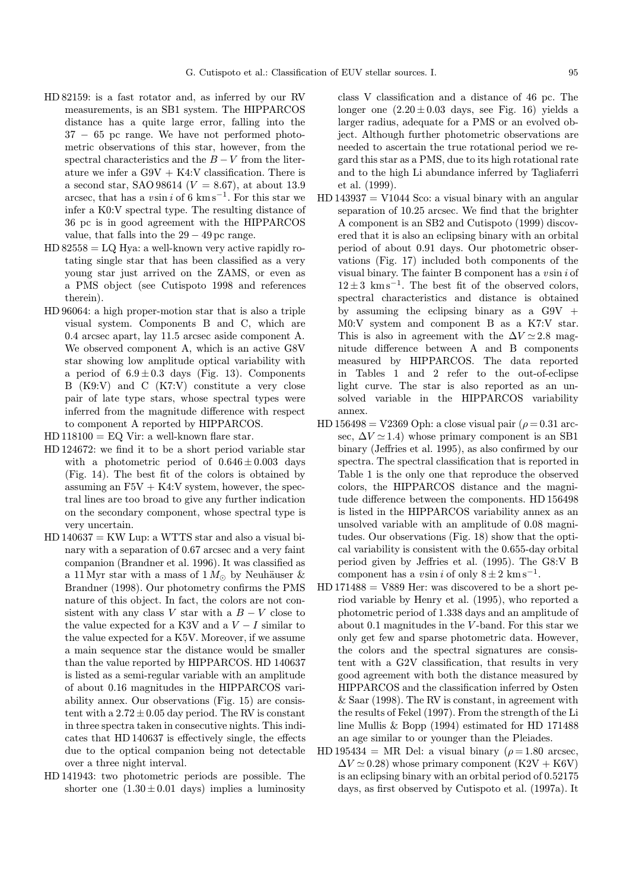HD 82159: is a fast rotator and, as inferred by our RV measurements, is an SB1 system. The HIPPARCOS distance has a quite large error, falling into the $37 - 65$ pc range. We have not performed photometric observations of this star, however, from the spectral characteristics and the $B-V$ from the literature we infer a G9V + K4:V classification. There is a second star, SAO 98614 ($V = 8.67$), at about 13.9 arcsec, that has a $v\sin i$ of 6 $\mathrm{km\,s^{-1}}$. For this star we infer a K0:V spectral type. The resulting distance of 36 pc is in good agreement with the HIPPARCOS value, that falls into the $29 - 49$ pc range.

HD 82558 = LQ Hya: a well-known very active rapidly rotating single star that has been classified as a very young star just arrived on the ZAMS, or even as a PMS object (see Cutispoto 1998 and references therein).

HD 96064: a high proper-motion star that is also a triple visual system. Components B and C, which are 0.4 arcsec apart, lay 11.5 arcsec aside component A. We observed component A, which is an active G8V star showing low amplitude optical variability with a period of $6.9 \pm 0.3$ days (Fig. 13). Components B (K9:V) and C (K7:V) constitute a very close pair of late type stars, whose spectral types were inferred from the magnitude difference with respect to component A reported by HIPPARCOS.

HD 118100 = EQ Vir: a well-known flare star.

HD 124672: we find it to be a short period variable star with a photometric period of $0.646 \pm 0.003$ days (Fig. 14). The best fit of the colors is obtained by assuming an F5V + K4:V system, however, the spectral lines are too broad to give any further indication on the secondary component, whose spectral type is very uncertain.

HD 140637 = KW Lup: a WTTS star and also a visual binary with a separation of 0.67 arcsec and a very faint companion (Brandner et al. 1996). It was classified as a 11 Myr star with a mass of 1 $M_{\odot}$ by Neuhäuser & Brandner (1998). Our photometry confirms the PMS nature of this object. In fact, the colors are not consistent with any class V star with a $B-V$ close to the value expected for a K3V and a $V-I$ similar to the value expected for a K5V. Moreover, if we assume a main sequence star the distance would be smaller than the value reported by HIPPARCOS. HD 140637 is listed as a semi-regular variable with an amplitude of about 0.16 magnitudes in the HIPPARCOS variability annex. Our observations (Fig. 15) are consistent with a $2.72 \pm 0.05$ day period. The RV is constant in three spectra taken in consecutive nights. This indicates that HD 140637 is effectively single, the effects due to the optical companion being not detectable over a three night interval.

HD 141943: two photometric periods are possible. The shorter one ($1.30 \pm 0.01$ days) implies a luminosity class V classification and a distance of 46 pc. The longer one ($2.20 \pm 0.03$ days, see Fig. 16) yields a larger radius, adequate for a PMS or an evolved object. Although further photometric observations are needed to ascertain the true rotational period we regard this star as a PMS, due to its high rotational rate and to the high Li abundance inferred by Tagliaferri et al. (1999).

HD 143937 = V1044 Sco: a visual binary with an angular separation of 10.25 arcsec. We find that the brighter A component is an SB2 and Cutispoto (1999) discovered that it is also an eclipsing binary with an orbital period of about 0.91 days. Our photometric observations (Fig. 17) included both components of the visual binary. The fainter B component has a $v\sin i$ of $12 \pm 3$ $\mathrm{km\,s^{-1}}$. The best fit of the observed colors, spectral characteristics and distance is obtained by assuming the eclipsing binary as a G9V + M0:V system and component B as a K7:V star. This is also in agreement with the $\Delta V \simeq 2.8$ magnitude difference between A and B components measured by HIPPARCOS. The data reported in Tables 1 and 2 refer to the out-of-eclipse light curve. The star is also reported as an unsolved variable in the HIPPARCOS variability annex.

HD 156498 = V2369 Oph: a close visual pair ($\rho = 0.31$ arcsec, $\Delta V \simeq 1.4$) whose primary component is an SB1 binary (Jeffries et al. 1995), as also confirmed by our spectra. The spectral classification that is reported in Table 1 is the only one that reproduce the observed colors, the HIPPARCOS distance and the magnitude difference between the components. HD 156498 is listed in the HIPPARCOS variability annex as an unsolved variable with an amplitude of 0.08 magnitudes. Our observations (Fig. 18) show that the optical variability is consistent with the 0.655-day orbital period given by Jeffries et al. (1995). The G8:V B component has a $v\sin i$ of only $8 \pm 2$ $\mathrm{km\,s^{-1}}$.

HD 171488 = V889 Her: was discovered to be a short period variable by Henry et al. (1995), who reported a photometric period of 1.338 days and an amplitude of about 0.1 magnitudes in the $V$-band. For this star we only get few and sparse photometric data. However, the colors and the spectral signatures are consistent with a G2V classification, that results in very good agreement with both the distance measured by HIPPARCOS and the classification inferred by Osten & Saar (1998). The RV is constant, in agreement with the results of Fekel (1997). From the strength of the Li line Mullis & Bopp (1994) estimated for HD 171488 an age similar to or younger than the Pleiades.

HD 195434 = MR Del: a visual binary ($\rho = 1.80$ arcsec, $\Delta V \simeq 0.28$) whose primary component (K2V + K6V) is an eclipsing binary with an orbital period of 0.52175 days, as first observed by Cutispoto et al. (1997a). It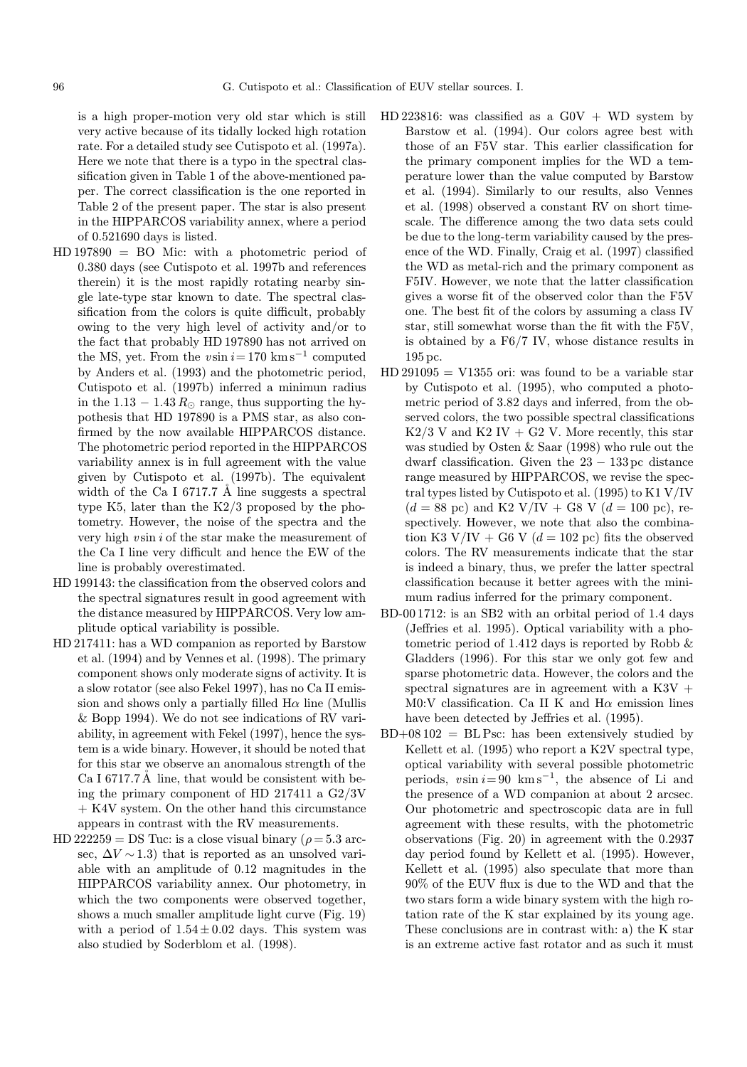is a high proper-motion very old star which is still very active because of its tidally locked high rotation rate. For a detailed study see Cutispoto et al. (1997a). Here we note that there is a typo in the spectral classification given in Table 1 of the above-mentioned paper. The correct classification is the one reported in Table 2 of the present paper. The star is also present in the HIPPARCOS variability annex, where a period of 0.521690 days is listed.

HD 197890 = BO Mic: with a photometric period of 0.380 days (see Cutispoto et al. 1997b and references therein) it is the most rapidly rotating nearby single late-type star known to date. The spectral classification from the colors is quite difficult, probably owing to the very high level of activity and/or to the fact that probably HD 197890 has not arrived on the MS, yet. From the $v\sin i = 170$ km s$^{-1}$ computed by Anders et al. (1993) and the photometric period, Cutispoto et al. (1997b) inferred a minimun radius in the $1.13 - 1.43\,R_{\odot}$ range, thus supporting the hypothesis that HD 197890 is a PMS star, as also confirmed by the now available HIPPARCOS distance. The photometric period reported in the HIPPARCOS variability annex is in full agreement with the value given by Cutispoto et al. (1997b). The equivalent width of the Ca I 6717.7 Å line suggests a spectral type K5, later than the K2/3 proposed by the photometry. However, the noise of the spectra and the very high $v\sin i$ of the star make the measurement of the Ca I line very difficult and hence the EW of the line is probably overestimated.

HD 199143: the classification from the observed colors and the spectral signatures result in good agreement with the distance measured by HIPPARCOS. Very low amplitude optical variability is possible.

HD 217411: has a WD companion as reported by Barstow et al. (1994) and by Vennes et al. (1998). The primary component shows only moderate signs of activity. It is a slow rotator (see also Fekel 1997), has no Ca II emission and shows only a partially filled H$\alpha$ line (Mullis & Bopp 1994). We do not see indications of RV variability, in agreement with Fekel (1997), hence the system is a wide binary. However, it should be noted that for this star we observe an anomalous strength of the Ca I 6717.7 Å line, that would be consistent with being the primary component of HD 217411 a G2/3V + K4V system. On the other hand this circumstance appears in contrast with the RV measurements.

HD 222259 = DS Tuc: is a close visual binary ($\rho = 5.3$ arcsec, $\Delta V \sim 1.3$) that is reported as an unsolved variable with an amplitude of 0.12 magnitudes in the HIPPARCOS variability annex. Our photometry, in which the two components were observed together, shows a much smaller amplitude light curve (Fig. 19) with a period of $1.54 \pm 0.02$ days. This system was also studied by Soderblom et al. (1998).

HD 223816: was classified as a G0V + WD system by Barstow et al. (1994). Our colors agree best with those of an F5V star. This earlier classification for the primary component implies for the WD a temperature lower than the value computed by Barstow et al. (1994). Similarly to our results, also Vennes et al. (1998) observed a constant RV on short timescale. The difference among the two data sets could be due to the long-term variability caused by the presence of the WD. Finally, Craig et al. (1997) classified the WD as metal-rich and the primary component as F5IV. However, we note that the latter classification gives a worse fit of the observed color than the F5V one. The best fit of the colors by assuming a class IV star, still somewhat worse than the fit with the F5V, is obtained by a F6/7 IV, whose distance results in 195 pc.

HD 291095 = V1355 ori: was found to be a variable star by Cutispoto et al. (1995), who computed a photometric period of 3.82 days and inferred, from the observed colors, the two possible spectral classifications K2/3 V and K2 IV + G2 V. More recently, this star was studied by Osten & Saar (1998) who rule out the dwarf classification. Given the $23 - 133$ pc distance range measured by HIPPARCOS, we revise the spectral types listed by Cutispoto et al. (1995) to K1 V/IV ($d = 88$ pc) and K2 V/IV + G8 V ($d = 100$ pc), respectively. However, we note that also the combination K3 V/IV + G6 V ($d = 102$ pc) fits the observed colors. The RV measurements indicate that the star is indeed a binary, thus, we prefer the latter spectral classification because it better agrees with the minimum radius inferred for the primary component.

BD-00 1712: is an SB2 with an orbital period of 1.4 days (Jeffries et al. 1995). Optical variability with a photometric period of 1.412 days is reported by Robb & Gladders (1996). For this star we only got few and sparse photometric data. However, the colors and the spectral signatures are in agreement with a K3V + M0:V classification. Ca II K and H$\alpha$ emission lines have been detected by Jeffries et al. (1995).

BD+08 102 = BL Psc: has been extensively studied by Kellett et al. (1995) who report a K2V spectral type, optical variability with several possible photometric periods, $v\sin i = 90$ km s$^{-1}$, the absence of Li and the presence of a WD companion at about 2 arcsec. Our photometric and spectroscopic data are in full agreement with these results, with the photometric observations (Fig. 20) in agreement with the 0.2937 day period found by Kellett et al. (1995). However, Kellett et al. (1995) also speculate that more than 90% of the EUV flux is due to the WD and that the two stars form a wide binary system with the high rotation rate of the K star explained by its young age. These conclusions are in contrast with: a) the K star is an extreme active fast rotator and as such it must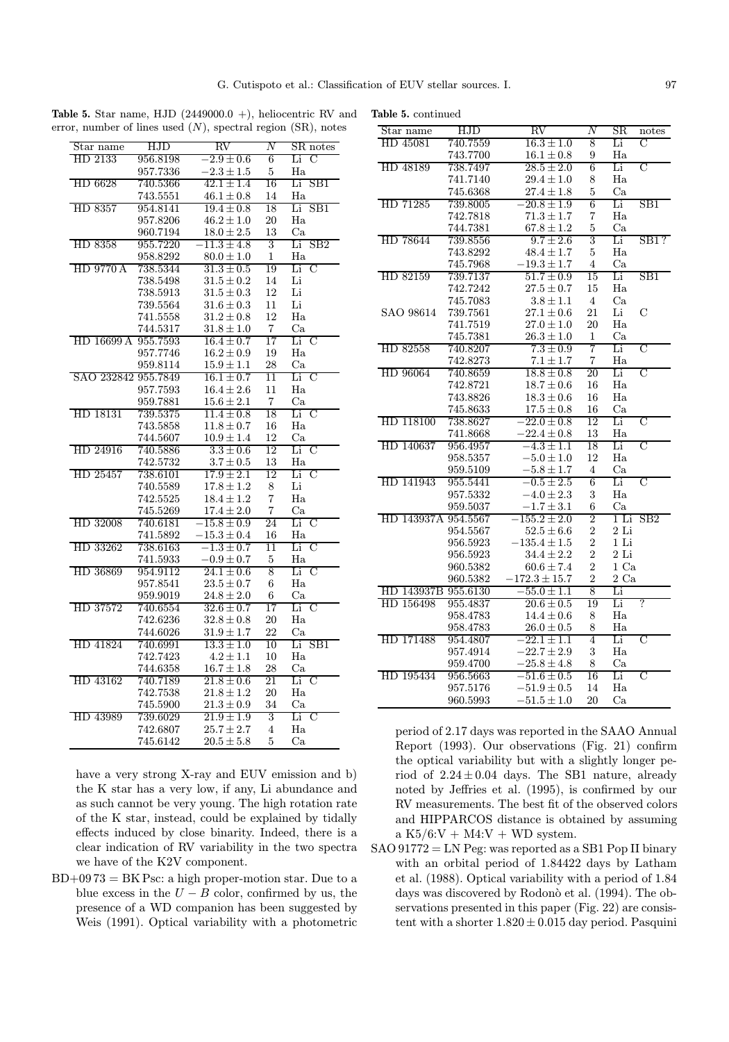**Table 5.** Star name, HJD (2449000.0 +), heliocentric RV and error, number of lines used ($N$), spectral region (SR), notes

| Star name | HJD | RV | $N$ | SR | notes |
|---|---|---|---|---|---|
| HD 2133 | 956.8198 | $-2.9 \pm 0.6$ | 6 | Li | C |
| | 957.7336 | $-2.3 \pm 1.5$ | 5 | Ha | |
| HD 6628 | 740.5366 | $42.1 \pm 1.4$ | 16 | Li | SB1 |
| | 743.5551 | $46.1 \pm 0.8$ | 14 | Ha | |
| HD 8357 | 954.8141 | $19.4 \pm 0.8$ | 18 | Li | SB1 |
| | 957.8206 | $46.2 \pm 1.0$ | 20 | Ha | |
| | 960.7194 | $18.0 \pm 2.5$ | 13 | Ca | |
| HD 8358 | 955.7220 | $-11.3 \pm 4.8$ | 3 | Li | SB2 |
| | 958.8292 | $80.0 \pm 1.0$ | 1 | Ha | |
| HD 9770 A | 738.5344 | $31.3 \pm 0.5$ | 19 | Li | C |
| | 738.5498 | $31.5 \pm 0.2$ | 14 | Li | |
| | 738.5913 | $31.5 \pm 0.3$ | 12 | Li | |
| | 739.5564 | $31.6 \pm 0.3$ | 11 | Li | |
| | 741.5558 | $31.2 \pm 0.8$ | 12 | Ha | |
| | 744.5317 | $31.8 \pm 1.0$ | 7 | Ca | |
| HD 16699 A | 955.7593 | $16.4 \pm 0.7$ | 17 | Li | C |
| | 957.7746 | $16.2 \pm 0.9$ | 19 | Ha | |
| | 959.8114 | $15.9 \pm 1.1$ | 28 | Ca | |
| SAO 232842 | 955.7849 | $16.1 \pm 0.7$ | 11 | Li | C |
| | 957.7593 | $16.4 \pm 2.6$ | 11 | Ha | |
| | 959.7881 | $15.6 \pm 2.1$ | 7 | Ca | |
| HD 18131 | 739.5375 | $11.4 \pm 0.8$ | 18 | Li | C |
| | 743.5858 | $11.8 \pm 0.7$ | 16 | Ha | |
| | 744.5607 | $10.9 \pm 1.4$ | 12 | Ca | |
| HD 24916 | 740.5886 | $3.3 \pm 0.6$ | 12 | Li | C |
| | 742.5732 | $3.7 \pm 0.5$ | 13 | Ha | |
| HD 25457 | 738.6101 | $17.9 \pm 2.1$ | 12 | Li | C |
| | 740.5589 | $17.8 \pm 1.2$ | 8 | Li | |
| | 742.5525 | $18.4 \pm 1.2$ | 7 | Ha | |
| | 745.5269 | $17.4 \pm 2.0$ | 7 | Ca | |
| HD 32008 | 740.6181 | $-15.8 \pm 0.9$ | 24 | Li | C |
| | 741.5892 | $-15.3 \pm 0.4$ | 16 | Ha | |
| HD 33262 | 738.6163 | $-1.3 \pm 0.7$ | 11 | Li | C |
| | 741.5933 | $-0.9 \pm 0.7$ | 5 | Ha | |
| HD 36869 | 954.9112 | $24.1 \pm 0.6$ | 8 | Li | C |
| | 957.8541 | $23.5 \pm 0.7$ | 6 | Ha | |
| | 959.9019 | $24.8 \pm 2.0$ | 6 | Ca | |
| HD 37572 | 740.6554 | $32.6 \pm 0.7$ | 17 | Li | C |
| | 742.6236 | $32.8 \pm 0.8$ | 20 | Ha | |
| | 744.6026 | $31.9 \pm 1.7$ | 22 | Ca | |
| HD 41824 | 740.6991 | $13.3 \pm 1.0$ | 10 | Li | SB1 |
| | 742.7423 | $4.2 \pm 1.1$ | 10 | Ha | |
| | 744.6358 | $16.7 \pm 1.8$ | 28 | Ca | |
| HD 43162 | 740.7189 | $21.8 \pm 0.6$ | 21 | Li | C |
| | 742.7538 | $21.8 \pm 1.2$ | 20 | Ha | |
| | 745.5900 | $21.3 \pm 0.9$ | 34 | Ca | |
| HD 43989 | 739.6029 | $21.9 \pm 1.9$ | 3 | Li | C |
| | 742.6807 | $25.7 \pm 2.7$ | 4 | Ha | |
| | 745.6142 | $20.5 \pm 5.8$ | 5 | Ca | |

**Table 5.** continued

| Star name | HJD | RV | $N$ | SR | notes |
|---|---|---|---|---|---|
| HD 45081 | 740.7559 | $16.3 \pm 1.0$ | 8 | Li | C |
| | 743.7700 | $16.1 \pm 0.8$ | 9 | Ha | |
| HD 48189 | 738.7497 | $28.5 \pm 2.0$ | 6 | Li | C |
| | 741.7140 | $29.4 \pm 1.0$ | 8 | Ha | |
| | 745.6368 | $27.4 \pm 1.8$ | 5 | Ca | |
| HD 71285 | 739.8005 | $-20.8 \pm 1.9$ | 6 | Li | SB1 |
| | 742.7818 | $71.3 \pm 1.7$ | 7 | Ha | |
| | 744.7381 | $67.8 \pm 1.2$ | 5 | Ca | |
| HD 78644 | 739.8556 | $9.7 \pm 2.6$ | 3 | Li | SB1? |
| | 743.8292 | $48.4 \pm 1.7$ | 5 | Ha | |
| | 745.7968 | $-19.3 \pm 1.7$ | 4 | Ca | |
| HD 82159 | 739.7137 | $51.7 \pm 0.9$ | 15 | Li | SB1 |
| | 742.7242 | $27.5 \pm 0.7$ | 15 | Ha | |
| | 745.7083 | $3.8 \pm 1.1$ | 4 | Ca | |
| SAO 98614 | 739.7561 | $27.1 \pm 0.6$ | 21 | Li | C |
| | 741.7519 | $27.0 \pm 1.0$ | 20 | Ha | |
| | 745.7381 | $26.3 \pm 1.0$ | 1 | Ca | |
| HD 82558 | 740.8207 | $7.3 \pm 0.9$ | 7 | Li | C |
| | 742.8273 | $7.1 \pm 1.7$ | 7 | Ha | |
| HD 96064 | 740.8659 | $18.8 \pm 0.8$ | 20 | Li | C |
| | 742.8721 | $18.7 \pm 0.6$ | 16 | Ha | |
| | 743.8826 | $18.3 \pm 0.6$ | 16 | Ha | |
| | 745.8633 | $17.5 \pm 0.8$ | 16 | Ca | |
| HD 118100 | 738.8627 | $-22.0 \pm 0.8$ | 12 | Li | C |
| | 741.8668 | $-22.4 \pm 0.8$ | 13 | Ha | |
| HD 140637 | 956.4957 | $-4.3 \pm 1.1$ | 18 | Li | C |
| | 958.5357 | $-5.0 \pm 1.0$ | 12 | Ha | |
| | 959.5109 | $-5.8 \pm 1.7$ | 4 | Ca | |
| HD 141943 | 955.5441 | $-0.5 \pm 2.5$ | 6 | Li | C |
| | 957.5332 | $-4.0 \pm 2.3$ | 3 | Ha | |
| | 959.5037 | $-1.7 \pm 3.1$ | 6 | Ca | |
| HD 143937A | 954.5567 | $-155.2 \pm 2.0$ | 2 | 1 Li | SB2 |
| | 954.5567 | $52.5 \pm 6.6$ | 2 | 2 Li | |
| | 956.5923 | $-135.4 \pm 1.5$ | 2 | 1 Li | |
| | 956.5923 | $34.4 \pm 2.2$ | 2 | 2 Li | |
| | 960.5382 | $60.6 \pm 7.4$ | 2 | 1 Ca | |
| | 960.5382 | $-172.3 \pm 15.7$ | 2 | 2 Ca | |
| HD 143937B | 955.6130 | $-55.0 \pm 1.1$ | 8 | Li | |
| HD 156498 | 955.4837 | $20.6 \pm 0.5$ | 19 | Li | ? |
| | 958.4783 | $14.4 \pm 0.6$ | 8 | Ha | |
| | 958.4783 | $26.0 \pm 0.5$ | 8 | Ha | |
| HD 171488 | 954.4807 | $-22.1 \pm 1.1$ | 4 | Li | C |
| | 957.4914 | $-22.7 \pm 2.9$ | 3 | Ha | |
| | 959.4700 | $-25.8 \pm 4.8$ | 8 | Ca | |
| HD 195434 | 956.5663 | $-51.6 \pm 0.5$ | 16 | Li | C |
| | 957.5176 | $-51.9 \pm 0.5$ | 14 | Ha | |
| | 960.5993 | $-51.5 \pm 1.0$ | 20 | Ca | |

have a very strong X-ray and EUV emission and b) the K star has a very low, if any, Li abundance and as such cannot be very young. The high rotation rate of the K star, instead, could be explained by tidally effects induced by close binarity. Indeed, there is a clear indication of RV variability in the two spectra we have of the K2V component.

- BD+09 73 = BK Psc: a high proper-motion star. Due to a blue excess in the $U-B$ color, confirmed by us, the presence of a WD companion has been suggested by Weis (1991). Optical variability with a photometric period of 2.17 days was reported in the SAAO Annual Report (1993). Our observations (Fig. 21) confirm the optical variability but with a slightly longer period of $2.24 \pm 0.04$ days. The SB1 nature, already noted by Jeffries et al. (1995), is confirmed by our RV measurements. The best fit of the observed colors and HIPPARCOS distance is obtained by assuming a K5/6:V + M4:V + WD system.
- SAO 91772 = LN Peg: was reported as a SB1 Pop II binary with an orbital period of 1.84422 days by Latham et al. (1988). Optical variability with a period of 1.84 days was discovered by Rodonò et al. (1994). The observations presented in this paper (Fig. 22) are consistent with a shorter $1.820 \pm 0.015$ day period. Pasquini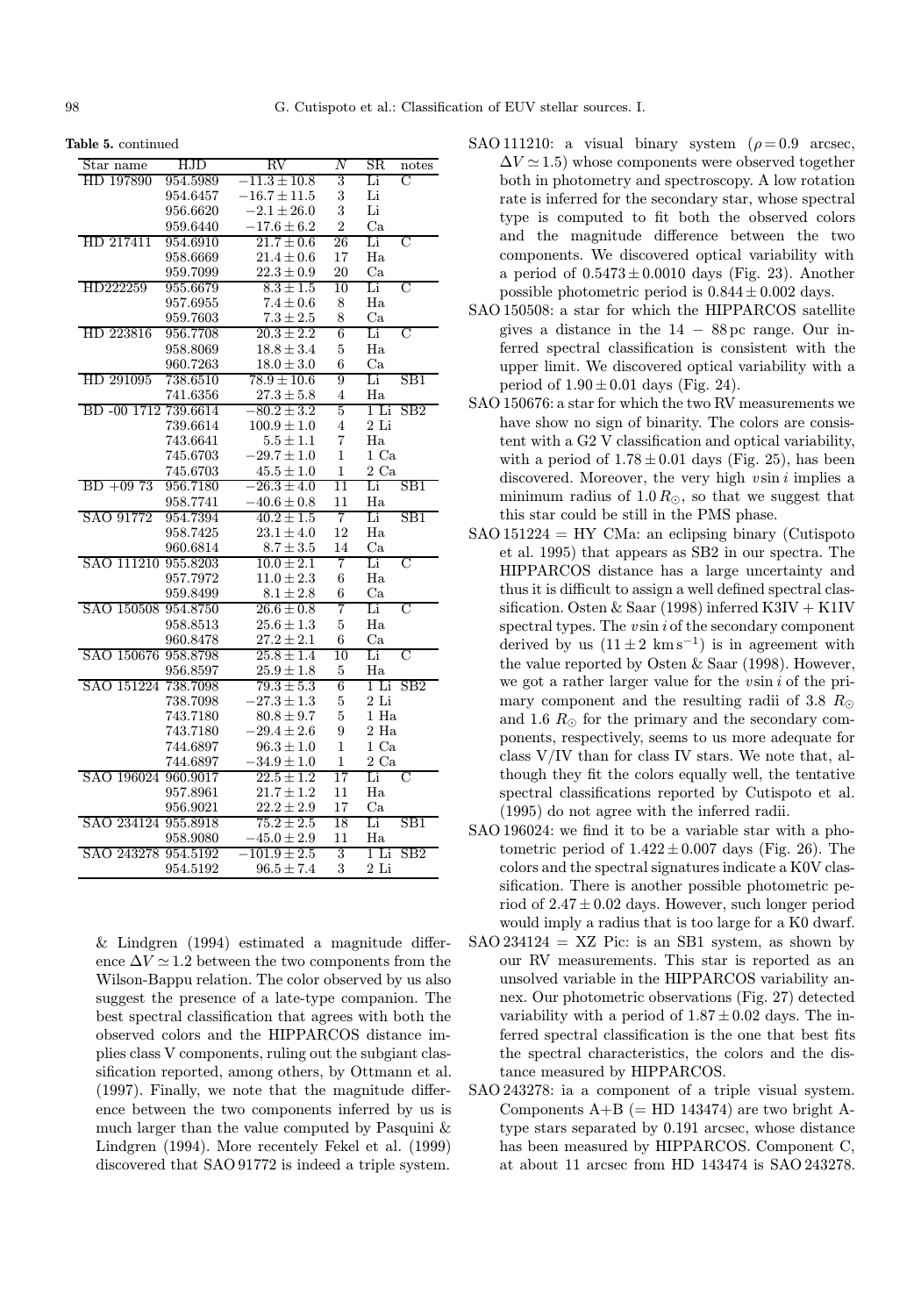**Table 5.** continued

| Star name | HJD | RV | N | SR | notes |
|---|---|---|---|---|---|
| HD 197890 | 954.5989 | $-11.3 \pm 10.8$ | 3 | Li | C |
| | 954.6457 | $-16.7 \pm 11.5$ | 3 | Li | |
| | 956.6620 | $-2.1 \pm 26.0$ | 3 | Li | |
| | 959.6440 | $-17.6 \pm 6.2$ | 2 | Ca | |
| HD 217411 | 954.6910 | $21.7 \pm 0.6$ | 26 | Li | C |
| | 958.6669 | $21.4 \pm 0.6$ | 17 | Ha | |
| | 959.7099 | $22.3 \pm 0.9$ | 20 | Ca | |
| HD222259 | 955.6679 | $8.3 \pm 1.5$ | 10 | Li | C |
| | 957.6955 | $7.4 \pm 0.6$ | 8 | Ha | |
| | 959.7603 | $7.3 \pm 2.5$ | 8 | Ca | |
| HD 223816 | 956.7708 | $20.3 \pm 2.2$ | 6 | Li | C |
| | 958.8069 | $18.8 \pm 3.4$ | 5 | Ha | |
| | 960.7263 | $18.0 \pm 3.0$ | 6 | Ca | |
| HD 291095 | 738.6510 | $78.9 \pm 10.6$ | 9 | Li | SB1 |
| | 741.6356 | $27.3 \pm 5.8$ | 4 | Ha | |
| BD -00 1712 | 739.6614 | $-80.2 \pm 3.2$ | 5 | 1 Li | SB2 |
| | 739.6614 | $100.9 \pm 1.0$ | 4 | 2 Li | |
| | 743.6641 | $5.5 \pm 1.1$ | 7 | Ha | |
| | 745.6703 | $-29.7 \pm 1.0$ | 1 | 1 Ca | |
| | 745.6703 | $45.5 \pm 1.0$ | 1 | 2 Ca | |
| BD +09 73 | 956.7180 | $-26.3 \pm 4.0$ | 11 | Li | SB1 |
| | 958.7741 | $-40.6 \pm 0.8$ | 11 | Ha | |
| SAO 91772 | 954.7394 | $40.2 \pm 1.5$ | 7 | Li | SB1 |
| | 958.7425 | $23.1 \pm 4.0$ | 12 | Ha | |
| | 960.6814 | $8.7 \pm 3.5$ | 14 | Ca | |
| SAO 111210 | 955.8203 | $10.0 \pm 2.1$ | 7 | Li | C |
| | 957.7972 | $11.0 \pm 2.3$ | 6 | Ha | |
| | 959.8499 | $8.1 \pm 2.8$ | 6 | Ca | |
| SAO 150508 | 954.8750 | $26.6 \pm 0.8$ | 7 | Li | C |
| | 958.8513 | $25.6 \pm 1.3$ | 5 | Ha | |
| | 960.8478 | $27.2 \pm 2.1$ | 6 | Ca | |
| SAO 150676 | 958.8798 | $25.8 \pm 1.4$ | 10 | Li | C |
| | 956.8597 | $25.9 \pm 1.8$ | 5 | Ha | |
| SAO 151224 | 738.7098 | $79.3 \pm 5.3$ | 6 | 1 Li | SB2 |
| | 738.7098 | $-27.3 \pm 1.3$ | 5 | 2 Li | |
| | 743.7180 | $80.8 \pm 9.7$ | 5 | 1 Ha | |
| | 743.7180 | $-29.4 \pm 2.6$ | 9 | 2 Ha | |
| | 744.6897 | $96.3 \pm 1.0$ | 1 | 1 Ca | |
| | 744.6897 | $-34.9 \pm 1.0$ | 1 | 2 Ca | |
| SAO 196024 | 960.9017 | $22.5 \pm 1.2$ | 17 | Li | C |
| | 957.8961 | $21.7 \pm 1.2$ | 11 | Ha | |
| | 956.9021 | $22.2 \pm 2.9$ | 17 | Ca | |
| SAO 234124 | 955.8918 | $75.2 \pm 2.5$ | 18 | Li | SB1 |
| | 958.9080 | $-45.0 \pm 2.9$ | 11 | Ha | |
| SAO 243278 | 954.5192 | $-101.9 \pm 2.5$ | 3 | 1 Li | SB2 |
| | 954.5192 | $96.5 \pm 7.4$ | 3 | 2 Li | |

& Lindgren (1994) estimated a magnitude difference $\Delta V \simeq 1.2$ between the two components from the Wilson-Bappu relation. The color observed by us also suggest the presence of a late-type companion. The best spectral classification that agrees with both the observed colors and the HIPPARCOS distance implies class V components, ruling out the subgiant classification reported, among others, by Ottmann et al. (1997). Finally, we note that the magnitude difference between the two components inferred by us is much larger than the value computed by Pasquini & Lindgren (1994). More recently Fekel et al. (1999) discovered that SAO 91772 is indeed a triple system.

- SAO 111210: a visual binary system ($\rho = 0.9$ arcsec, $\Delta V \simeq 1.5$) whose components were observed together both in photometry and spectroscopy. A low rotation rate is inferred for the secondary star, whose spectral type is computed to fit both the observed colors and the magnitude difference between the two components. We discovered optical variability with a period of $0.5473 \pm 0.0010$ days (Fig. 23). Another possible photometric period is $0.844 \pm 0.002$ days.
- SAO 150508: a star for which the HIPPARCOS satellite gives a distance in the $14 - 88$ pc range. Our inferred spectral classification is consistent with the upper limit. We discovered optical variability with a period of $1.90 \pm 0.01$ days (Fig. 24).
- SAO 150676: a star for which the two RV measurements we have show no sign of binarity. The colors are consistent with a G2 V classification and optical variability, with a period of $1.78 \pm 0.01$ days (Fig. 25), has been discovered. Moreover, the very high $v \sin i$ implies a minimum radius of $1.0\,R_{\odot}$, so that we suggest that this star could be still in the PMS phase.
- SAO 151224 = HY CMa: an eclipsing binary (Cutispoto et al. 1995) that appears as SB2 in our spectra. The HIPPARCOS distance has a large uncertainty and thus it is difficult to assign a well defined spectral classification. Osten & Saar (1998) inferred K3IV + K1IV spectral types. The $v \sin i$ of the secondary component derived by us ($11 \pm 2$ km s$^{-1}$) is in agreement with the value reported by Osten & Saar (1998). However, we got a rather larger value for the $v \sin i$ of the primary component and the resulting radii of 3.8 $R_{\odot}$ and 1.6 $R_{\odot}$ for the primary and the secondary components, respectively, seems to us more adequate for class V/IV than for class IV stars. We note that, although they fit the colors equally well, the tentative spectral classifications reported by Cutispoto et al. (1995) do not agree with the inferred radii.
- SAO 196024: we find it to be a variable star with a photometric period of $1.422 \pm 0.007$ days (Fig. 26). The colors and the spectral signatures indicate a K0V classification. There is another possible photometric period of $2.47 \pm 0.02$ days. However, such longer period would imply a radius that is too large for a K0 dwarf.
- SAO 234124 = XZ Pic: is an SB1 system, as shown by our RV measurements. This star is reported as an unsolved variable in the HIPPARCOS variability annex. Our photometric observations (Fig. 27) detected variability with a period of $1.87 \pm 0.02$ days. The inferred spectral classification is the one that best fits the spectral characteristics, the colors and the distance measured by HIPPARCOS.
- SAO 243278: ia a component of a triple visual system. Components A+B (= HD 143474) are two bright A-type stars separated by 0.191 arcsec, whose distance has been measured by HIPPARCOS. Component C, at about 11 arcsec from HD 143474 is SAO 243278.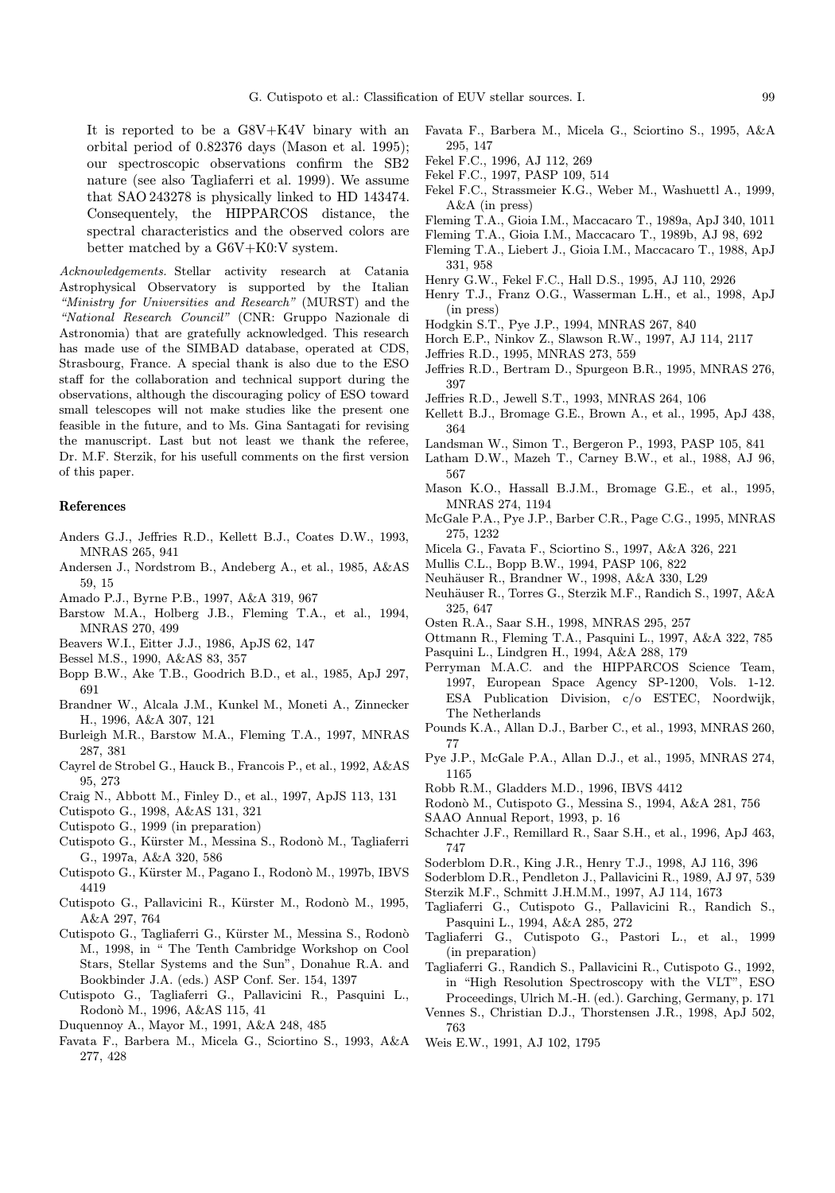It is reported to be a G8V+K4V binary with an orbital period of 0.82376 days (Mason et al. 1995); our spectroscopic observations confirm the SB2 nature (see also Tagliaferri et al. 1999). We assume that SAO 243278 is physically linked to HD 143474. Consequentely, the HIPPARCOS distance, the spectral characteristics and the observed colors are better matched by a G6V+K0:V system.

*Acknowledgements.* Stellar activity research at Catania Astrophysical Observatory is supported by the Italian *"Ministry for Universities and Research"* (MURST) and the *"National Research Council"* (CNR: Gruppo Nazionale di Astronomia) that are gratefully acknowledged. This research has made use of the SIMBAD database, operated at CDS, Strasbourg, France. A special thank is also due to the ESO staff for the collaboration and technical support during the observations, although the discouraging policy of ESO toward small telescopes will not make studies like the present one feasible in the future, and to Ms. Gina Santagati for revising the manuscript. Last but not least we thank the referee, Dr. M.F. Sterzik, for his usefull comments on the first version of this paper.

## References

- Anders G.J., Jeffries R.D., Kellett B.J., Coates D.W., 1993, MNRAS 265, 941
- Andersen J., Nordstrom B., Andeberg A., et al., 1985, A&AS 59, 15
- Amado P.J., Byrne P.B., 1997, A&A 319, 967
- Barstow M.A., Holberg J.B., Fleming T.A., et al., 1994, MNRAS 270, 499
- Beavers W.I., Eitter J.J., 1986, ApJS 62, 147
- Bessel M.S., 1990, A&AS 83, 357
- Bopp B.W., Ake T.B., Goodrich B.D., et al., 1985, ApJ 297, 691
- Brandner W., Alcala J.M., Kunkel M., Moneti A., Zinnecker H., 1996, A&A 307, 121
- Burleigh M.R., Barstow M.A., Fleming T.A., 1997, MNRAS 287, 381
- Cayrel de Strobel G., Hauck B., Francois P., et al., 1992, A&AS 95, 273
- Craig N., Abbott M., Finley D., et al., 1997, ApJS 113, 131
- Cutispoto G., 1998, A&AS 131, 321
- Cutispoto G., 1999 (in preparation)
- Cutispoto G., Kürster M., Messina S., Rodonò M., Tagliaferri G., 1997a, A&A 320, 586
- Cutispoto G., Kürster M., Pagano I., Rodonò M., 1997b, IBVS 4419
- Cutispoto G., Pallavicini R., Kürster M., Rodonò M., 1995, A&A 297, 764
- Cutispoto G., Tagliaferri G., Kürster M., Messina S., Rodonò M., 1998, in " The Tenth Cambridge Workshop on Cool Stars, Stellar Systems and the Sun", Donahue R.A. and Bookbinder J.A. (eds.) ASP Conf. Ser. 154, 1397
- Cutispoto G., Tagliaferri G., Pallavicini R., Pasquini L., Rodonò M., 1996, A&AS 115, 41
- Duquennoy A., Mayor M., 1991, A&A 248, 485
- Favata F., Barbera M., Micela G., Sciortino S., 1993, A&A 277, 428
- Favata F., Barbera M., Micela G., Sciortino S., 1995, A&A 295, 147
- Fekel F.C., 1996, AJ 112, 269
- Fekel F.C., 1997, PASP 109, 514
- Fekel F.C., Strassmeier K.G., Weber M., Washuettl A., 1999, A&A (in press)
- Fleming T.A., Gioia I.M., Maccacaro T., 1989a, ApJ 340, 1011
- Fleming T.A., Gioia I.M., Maccacaro T., 1989b, AJ 98, 692
- Fleming T.A., Liebert J., Gioia I.M., Maccacaro T., 1988, ApJ 331, 958
- Henry G.W., Fekel F.C., Hall D.S., 1995, AJ 110, 2926
- Henry T.J., Franz O.G., Wasserman L.H., et al., 1998, ApJ (in press)
- Hodgkin S.T., Pye J.P., 1994, MNRAS 267, 840
- Horch E.P., Ninkov Z., Slawson R.W., 1997, AJ 114, 2117
- Jeffries R.D., 1995, MNRAS 273, 559
- Jeffries R.D., Bertram D., Spurgeon B.R., 1995, MNRAS 276, 397
- Jeffries R.D., Jewell S.T., 1993, MNRAS 264, 106
- Kellett B.J., Bromage G.E., Brown A., et al., 1995, ApJ 438, 364
- Landsman W., Simon T., Bergeron P., 1993, PASP 105, 841
- Latham D.W., Mazeh T., Carney B.W., et al., 1988, AJ 96, 567
- Mason K.O., Hassall B.J.M., Bromage G.E., et al., 1995, MNRAS 274, 1194
- McGale P.A., Pye J.P., Barber C.R., Page C.G., 1995, MNRAS 275, 1232
- Micela G., Favata F., Sciortino S., 1997, A&A 326, 221
- Mullis C.L., Bopp B.W., 1994, PASP 106, 822
- Neuhäuser R., Brandner W., 1998, A&A 330, L29
- Neuhäuser R., Torres G., Sterzik M.F., Randich S., 1997, A&A 325, 647
- Osten R.A., Saar S.H., 1998, MNRAS 295, 257
- Ottmann R., Fleming T.A., Pasquini L., 1997, A&A 322, 785
- Pasquini L., Lindgren H., 1994, A&A 288, 179
- Perryman M.A.C. and the HIPPARCOS Science Team, 1997, European Space Agency SP-1200, Vols. 1-12. ESA Publication Division, c/o ESTEC, Noordwijk, The Netherlands
- Pounds K.A., Allan D.J., Barber C., et al., 1993, MNRAS 260, 77
- Pye J.P., McGale P.A., Allan D.J., et al., 1995, MNRAS 274, 1165
- Robb R.M., Gladders M.D., 1996, IBVS 4412
- Rodonò M., Cutispoto G., Messina S., 1994, A&A 281, 756
- SAAO Annual Report, 1993, p. 16
- Schachter J.F., Remillard R., Saar S.H., et al., 1996, ApJ 463, 747
- Soderblom D.R., King J.R., Henry T.J., 1998, AJ 116, 396
- Soderblom D.R., Pendleton J., Pallavicini R., 1989, AJ 97, 539
- Sterzik M.F., Schmitt J.H.M.M., 1997, AJ 114, 1673
- Tagliaferri G., Cutispoto G., Pallavicini R., Randich S., Pasquini L., 1994, A&A 285, 272
- Tagliaferri G., Cutispoto G., Pastori L., et al., 1999 (in preparation)
- Tagliaferri G., Randich S., Pallavicini R., Cutispoto G., 1992, in "High Resolution Spectroscopy with the VLT", ESO Proceedings, Ulrich M.-H. (ed.). Garching, Germany, p. 171
- Vennes S., Christian D.J., Thorstensen J.R., 1998, ApJ 502, 763
- Weis E.W., 1991, AJ 102, 1795